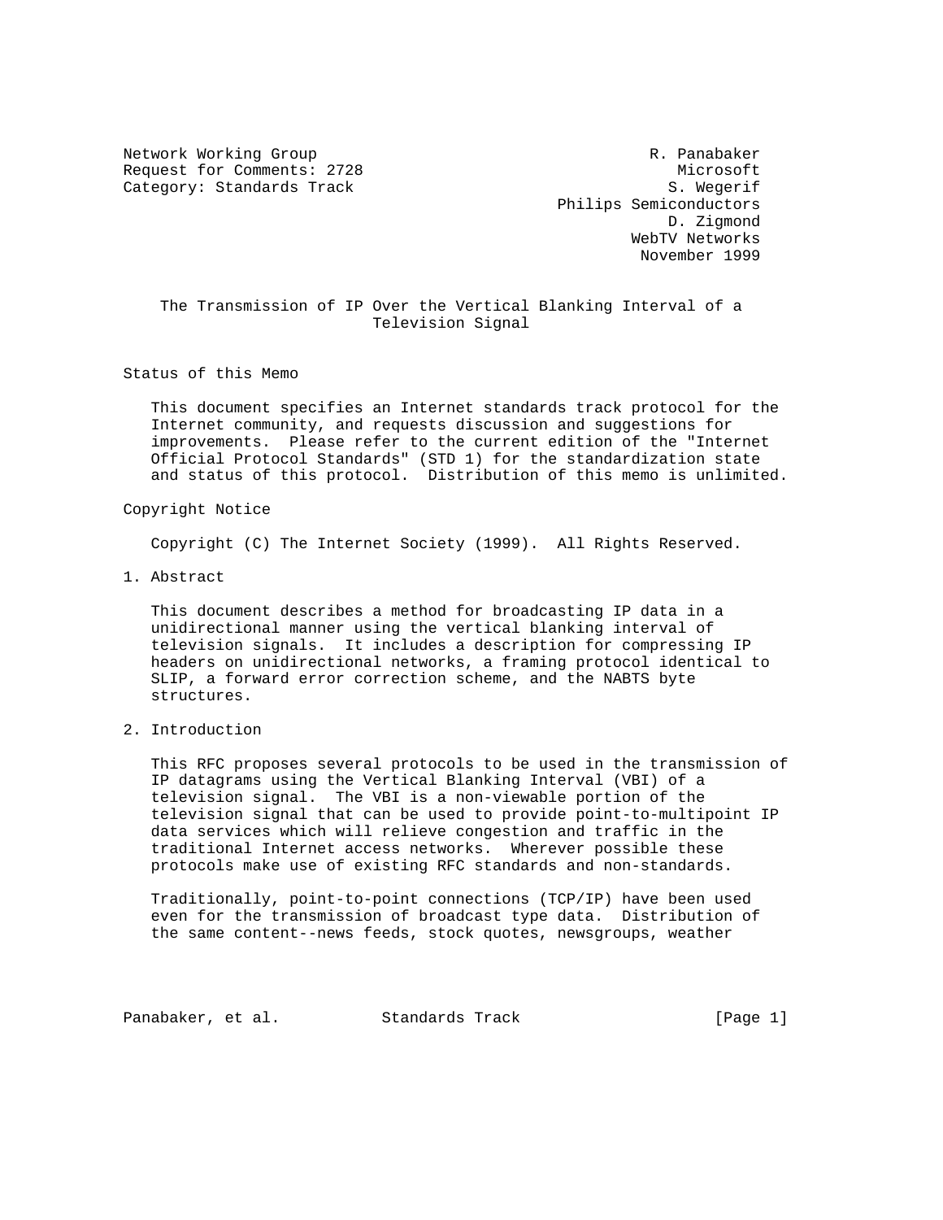Network Working Group R. Panabaker
Request for Comments: 2728 Microsoft
Category: Standards Track S. Wegerif
Philips Semiconductors
D. Zigmond
WebTV Networks
November 1999

# The Transmission of IP Over the Vertical Blanking Interval of a Television Signal

## Status of this Memo

This document specifies an Internet standards track protocol for the Internet community, and requests discussion and suggestions for improvements. Please refer to the current edition of the "Internet Official Protocol Standards" (STD 1) for the standardization state and status of this protocol. Distribution of this memo is unlimited.

## Copyright Notice

Copyright (C) The Internet Society (1999). All Rights Reserved.

## 1. Abstract

This document describes a method for broadcasting IP data in a unidirectional manner using the vertical blanking interval of television signals. It includes a description for compressing IP headers on unidirectional networks, a framing protocol identical to SLIP, a forward error correction scheme, and the NABTS byte structures.

## 2. Introduction

This RFC proposes several protocols to be used in the transmission of IP datagrams using the Vertical Blanking Interval (VBI) of a television signal. The VBI is a non-viewable portion of the television signal that can be used to provide point-to-multipoint IP data services which will relieve congestion and traffic in the traditional Internet access networks. Wherever possible these protocols make use of existing RFC standards and non-standards.

Traditionally, point-to-point connections (TCP/IP) have been used even for the transmission of broadcast type data. Distribution of the same content--news feeds, stock quotes, newsgroups, weather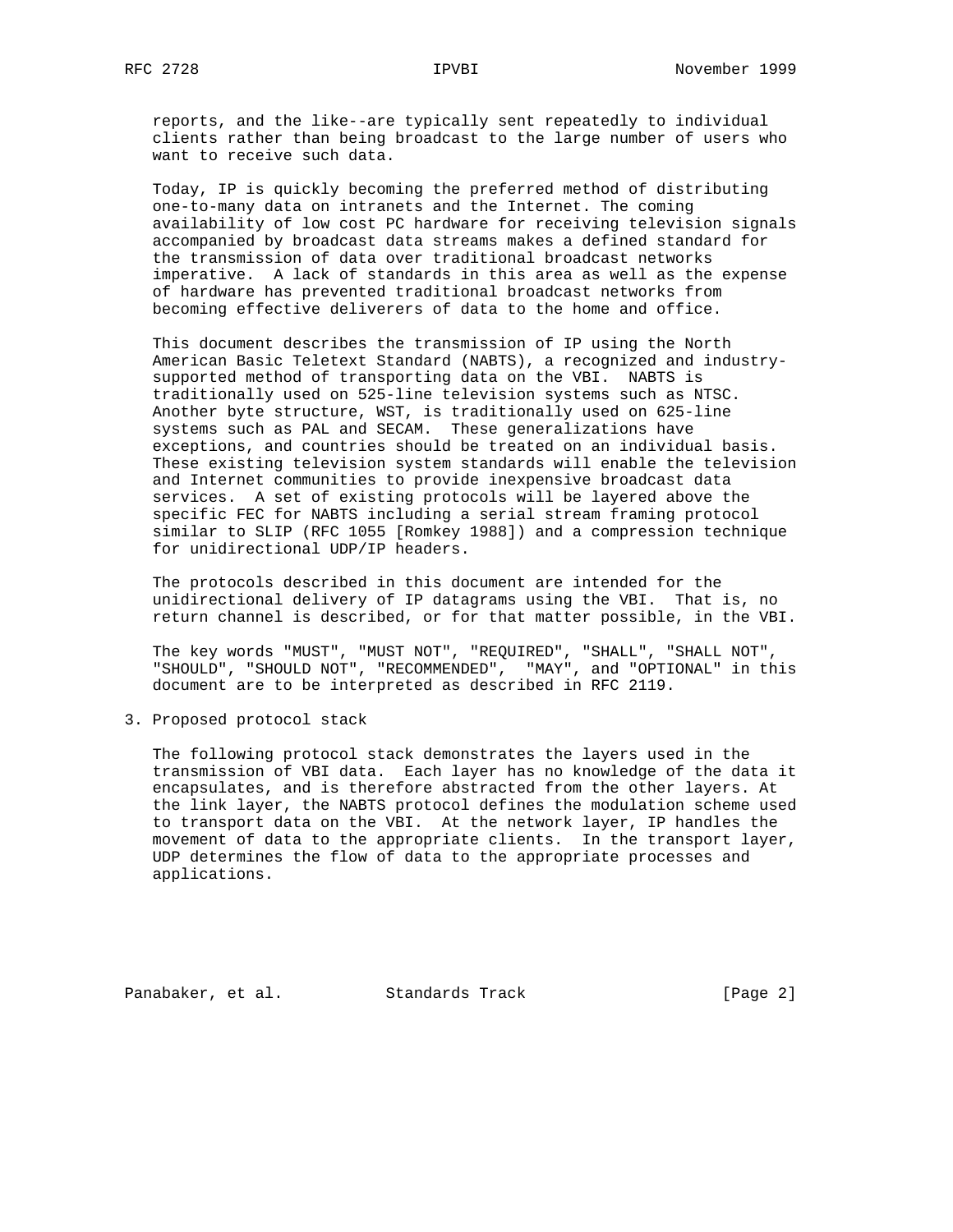reports, and the like--are typically sent repeatedly to individual clients rather than being broadcast to the large number of users who want to receive such data.

Today, IP is quickly becoming the preferred method of distributing one-to-many data on intranets and the Internet. The coming availability of low cost PC hardware for receiving television signals accompanied by broadcast data streams makes a defined standard for the transmission of data over traditional broadcast networks imperative. A lack of standards in this area as well as the expense of hardware has prevented traditional broadcast networks from becoming effective deliverers of data to the home and office.

This document describes the transmission of IP using the North American Basic Teletext Standard (NABTS), a recognized and industry-supported method of transporting data on the VBI. NABTS is traditionally used on 525-line television systems such as NTSC. Another byte structure, WST, is traditionally used on 625-line systems such as PAL and SECAM. These generalizations have exceptions, and countries should be treated on an individual basis. These existing television system standards will enable the television and Internet communities to provide inexpensive broadcast data services. A set of existing protocols will be layered above the specific FEC for NABTS including a serial stream framing protocol similar to SLIP (RFC 1055 [Romkey 1988]) and a compression technique for unidirectional UDP/IP headers.

The protocols described in this document are intended for the unidirectional delivery of IP datagrams using the VBI. That is, no return channel is described, or for that matter possible, in the VBI.

The key words "MUST", "MUST NOT", "REQUIRED", "SHALL", "SHALL NOT", "SHOULD", "SHOULD NOT", "RECOMMENDED", "MAY", and "OPTIONAL" in this document are to be interpreted as described in RFC 2119.

## 3. Proposed protocol stack

The following protocol stack demonstrates the layers used in the transmission of VBI data. Each layer has no knowledge of the data it encapsulates, and is therefore abstracted from the other layers. At the link layer, the NABTS protocol defines the modulation scheme used to transport data on the VBI. At the network layer, IP handles the movement of data to the appropriate clients. In the transport layer, UDP determines the flow of data to the appropriate processes and applications.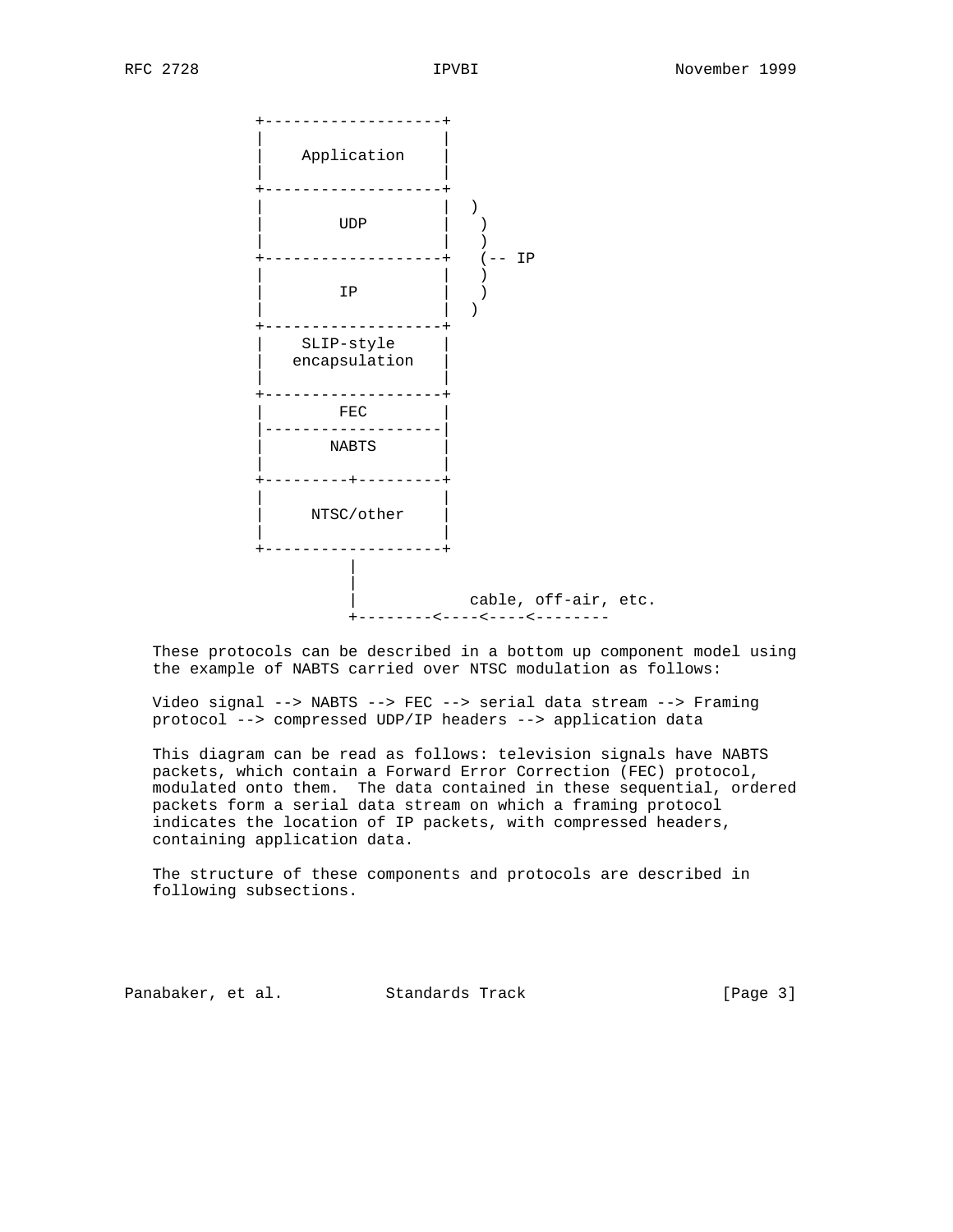```
            +--------------------+
            |                    |
            |    Application     |
            |                    |
            +--------------------+
            |                    |  )
            |        UDP         |   )
            |                    |   )
            +--------------------+   (-- IP
            |                    |   )
            |        IP          |   )
            |                    |  )
            +--------------------+
            |    SLIP-style      |
            |   encapsulation    |
            |                    |
            +--------------------+
            |        FEC         |
            |--------------------|
            |       NABTS        |
            |                    |
            +---------+----------+
            |                    |
            |     NTSC/other     |
            |                    |
            +--------------------+
                      |
                      |
                      |           cable, off-air, etc.
                      +--------<----<----<--------
```

These protocols can be described in a bottom up component model using the example of NABTS carried over NTSC modulation as follows:

Video signal --> NABTS --> FEC --> serial data stream --> Framing protocol --> compressed UDP/IP headers --> application data

This diagram can be read as follows: television signals have NABTS packets, which contain a Forward Error Correction (FEC) protocol, modulated onto them. The data contained in these sequential, ordered packets form a serial data stream on which a framing protocol indicates the location of IP packets, with compressed headers, containing application data.

The structure of these components and protocols are described in following subsections.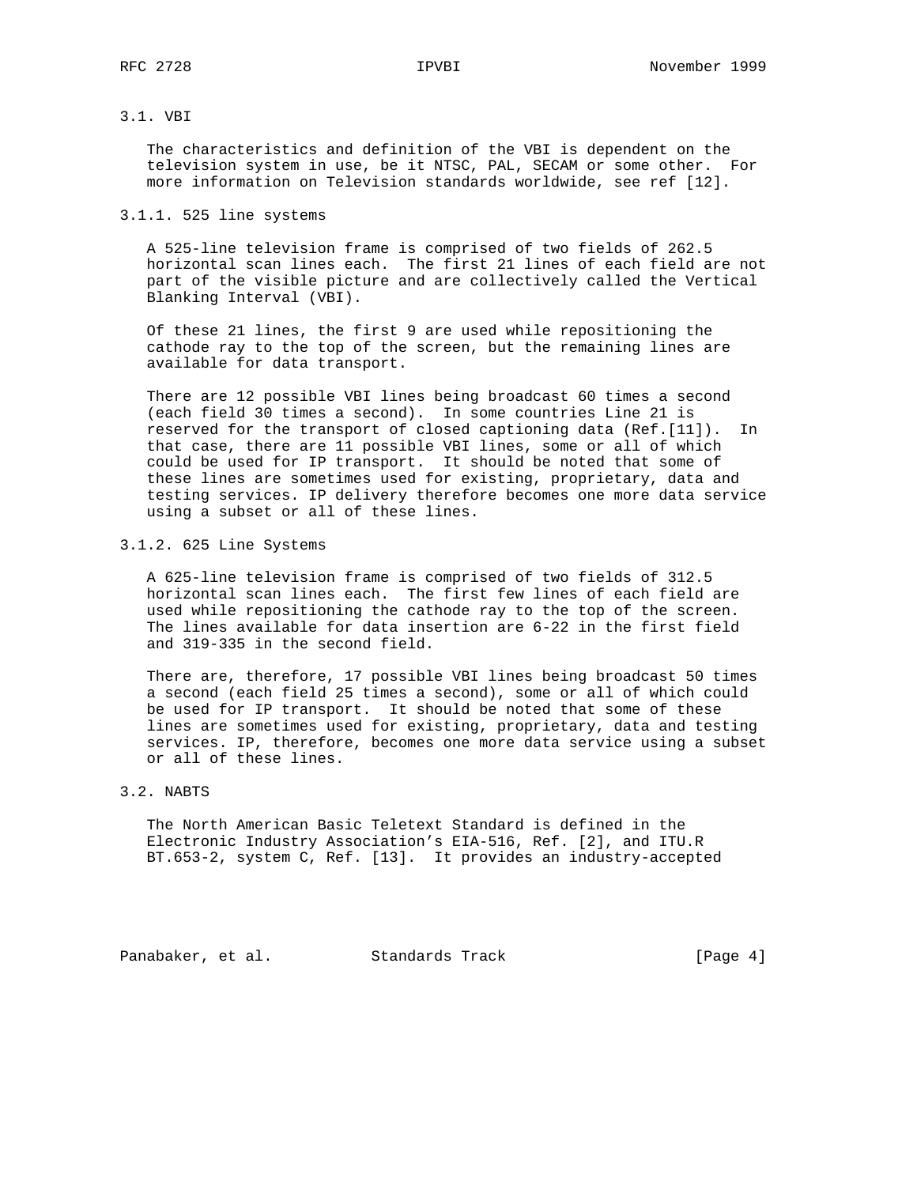## 3.1. VBI

The characteristics and definition of the VBI is dependent on the television system in use, be it NTSC, PAL, SECAM or some other. For more information on Television standards worldwide, see ref [12].

### 3.1.1. 525 line systems

A 525-line television frame is comprised of two fields of 262.5 horizontal scan lines each. The first 21 lines of each field are not part of the visible picture and are collectively called the Vertical Blanking Interval (VBI).

Of these 21 lines, the first 9 are used while repositioning the cathode ray to the top of the screen, but the remaining lines are available for data transport.

There are 12 possible VBI lines being broadcast 60 times a second (each field 30 times a second). In some countries Line 21 is reserved for the transport of closed captioning data (Ref.[11]). In that case, there are 11 possible VBI lines, some or all of which could be used for IP transport. It should be noted that some of these lines are sometimes used for existing, proprietary, data and testing services. IP delivery therefore becomes one more data service using a subset or all of these lines.

### 3.1.2. 625 Line Systems

A 625-line television frame is comprised of two fields of 312.5 horizontal scan lines each. The first few lines of each field are used while repositioning the cathode ray to the top of the screen. The lines available for data insertion are 6-22 in the first field and 319-335 in the second field.

There are, therefore, 17 possible VBI lines being broadcast 50 times a second (each field 25 times a second), some or all of which could be used for IP transport. It should be noted that some of these lines are sometimes used for existing, proprietary, data and testing services. IP, therefore, becomes one more data service using a subset or all of these lines.

## 3.2. NABTS

The North American Basic Teletext Standard is defined in the Electronic Industry Association's EIA-516, Ref. [2], and ITU.R BT.653-2, system C, Ref. [13]. It provides an industry-accepted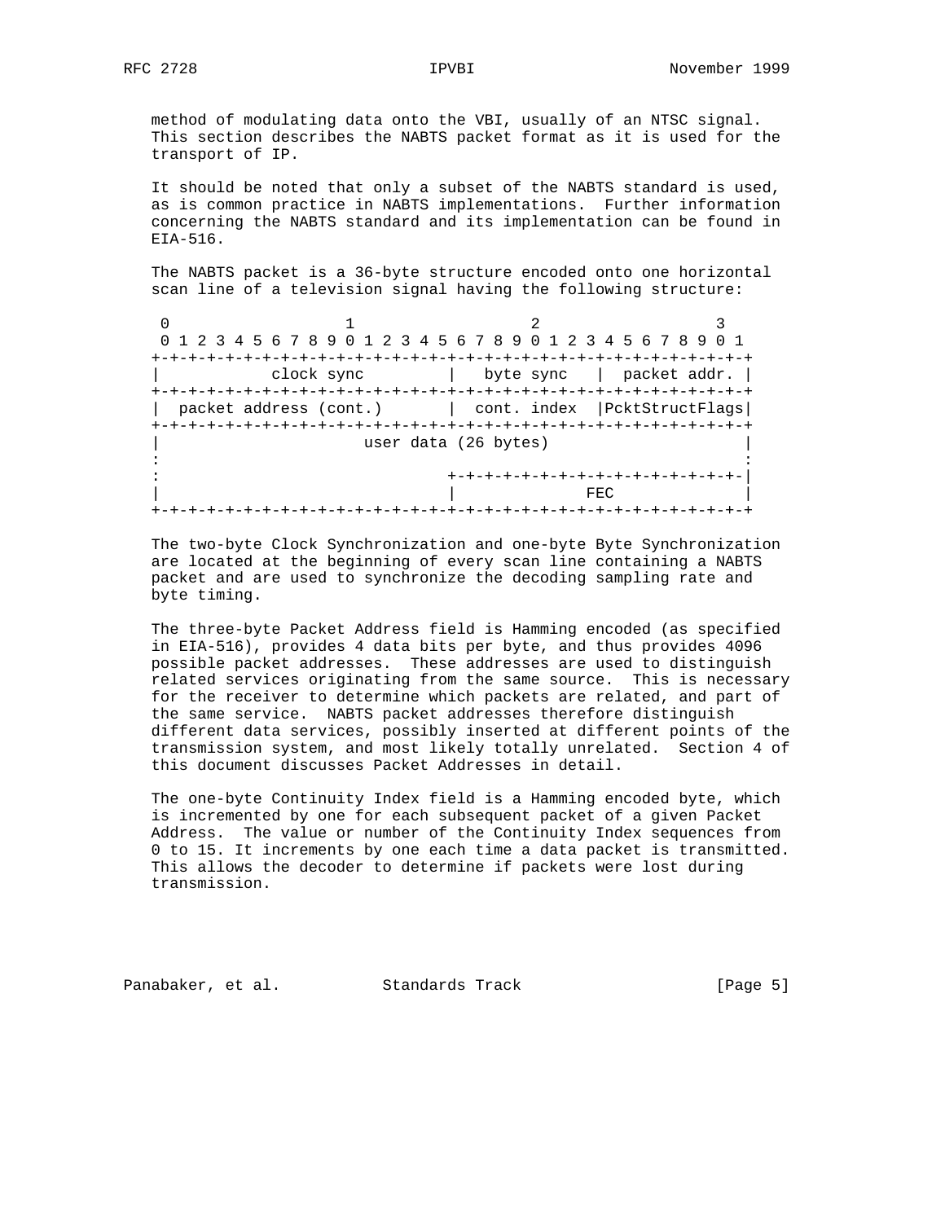method of modulating data onto the VBI, usually of an NTSC signal. This section describes the NABTS packet format as it is used for the transport of IP.

It should be noted that only a subset of the NABTS standard is used, as is common practice in NABTS implementations. Further information concerning the NABTS standard and its implementation can be found in EIA-516.

The NABTS packet is a 36-byte structure encoded onto one horizontal scan line of a television signal having the following structure:

```
 0                   1                   2                   3
 0 1 2 3 4 5 6 7 8 9 0 1 2 3 4 5 6 7 8 9 0 1 2 3 4 5 6 7 8 9 0 1
+-+-+-+-+-+-+-+-+-+-+-+-+-+-+-+-+-+-+-+-+-+-+-+-+-+-+-+-+-+-+-+-+
|           clock sync          |   byte sync   | packet addr.  |
+-+-+-+-+-+-+-+-+-+-+-+-+-+-+-+-+-+-+-+-+-+-+-+-+-+-+-+-+-+-+-+-+
|  packet address (cont.)       |  cont. index  |PcktStructFlags|
+-+-+-+-+-+-+-+-+-+-+-+-+-+-+-+-+-+-+-+-+-+-+-+-+-+-+-+-+-+-+-+-+
|                      user data (26 bytes)                     |
:                                                               :
:                               +-+-+-+-+-+-+-+-+-+-+-+-+-+-+-+-|
|                               |             FEC               |
+-+-+-+-+-+-+-+-+-+-+-+-+-+-+-+-+-+-+-+-+-+-+-+-+-+-+-+-+-+-+-+-+
```

The two-byte Clock Synchronization and one-byte Byte Synchronization are located at the beginning of every scan line containing a NABTS packet and are used to synchronize the decoding sampling rate and byte timing.

The three-byte Packet Address field is Hamming encoded (as specified in EIA-516), provides 4 data bits per byte, and thus provides 4096 possible packet addresses. These addresses are used to distinguish related services originating from the same source. This is necessary for the receiver to determine which packets are related, and part of the same service. NABTS packet addresses therefore distinguish different data services, possibly inserted at different points of the transmission system, and most likely totally unrelated. Section 4 of this document discusses Packet Addresses in detail.

The one-byte Continuity Index field is a Hamming encoded byte, which is incremented by one for each subsequent packet of a given Packet Address. The value or number of the Continuity Index sequences from 0 to 15. It increments by one each time a data packet is transmitted. This allows the decoder to determine if packets were lost during transmission.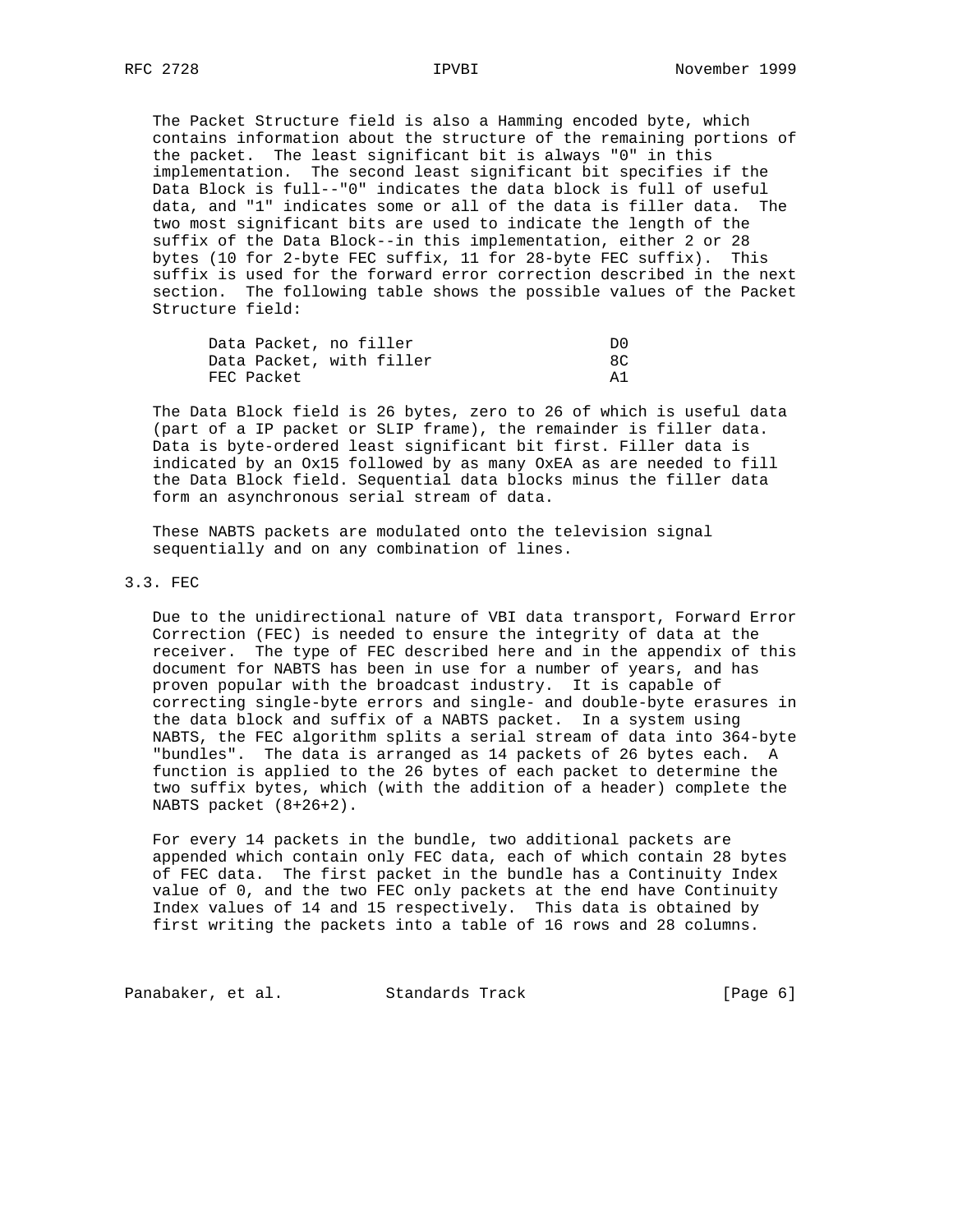The Packet Structure field is also a Hamming encoded byte, which contains information about the structure of the remaining portions of the packet. The least significant bit is always "0" in this implementation. The second least significant bit specifies if the Data Block is full--"0" indicates the data block is full of useful data, and "1" indicates some or all of the data is filler data. The two most significant bits are used to indicate the length of the suffix of the Data Block--in this implementation, either 2 or 28 bytes (10 for 2-byte FEC suffix, 11 for 28-byte FEC suffix). This suffix is used for the forward error correction described in the next section. The following table shows the possible values of the Packet Structure field:

| | |
|---|---|
| Data Packet, no filler | D0 |
| Data Packet, with filler | 8C |
| FEC Packet | A1 |

The Data Block field is 26 bytes, zero to 26 of which is useful data (part of a IP packet or SLIP frame), the remainder is filler data. Data is byte-ordered least significant bit first. Filler data is indicated by an Ox15 followed by as many OxEA as are needed to fill the Data Block field. Sequential data blocks minus the filler data form an asynchronous serial stream of data.

These NABTS packets are modulated onto the television signal sequentially and on any combination of lines.

## 3.3. FEC

Due to the unidirectional nature of VBI data transport, Forward Error Correction (FEC) is needed to ensure the integrity of data at the receiver. The type of FEC described here and in the appendix of this document for NABTS has been in use for a number of years, and has proven popular with the broadcast industry. It is capable of correcting single-byte errors and single- and double-byte erasures in the data block and suffix of a NABTS packet. In a system using NABTS, the FEC algorithm splits a serial stream of data into 364-byte "bundles". The data is arranged as 14 packets of 26 bytes each. A function is applied to the 26 bytes of each packet to determine the two suffix bytes, which (with the addition of a header) complete the NABTS packet (8+26+2).

For every 14 packets in the bundle, two additional packets are appended which contain only FEC data, each of which contain 28 bytes of FEC data. The first packet in the bundle has a Continuity Index value of 0, and the two FEC only packets at the end have Continuity Index values of 14 and 15 respectively. This data is obtained by first writing the packets into a table of 16 rows and 28 columns.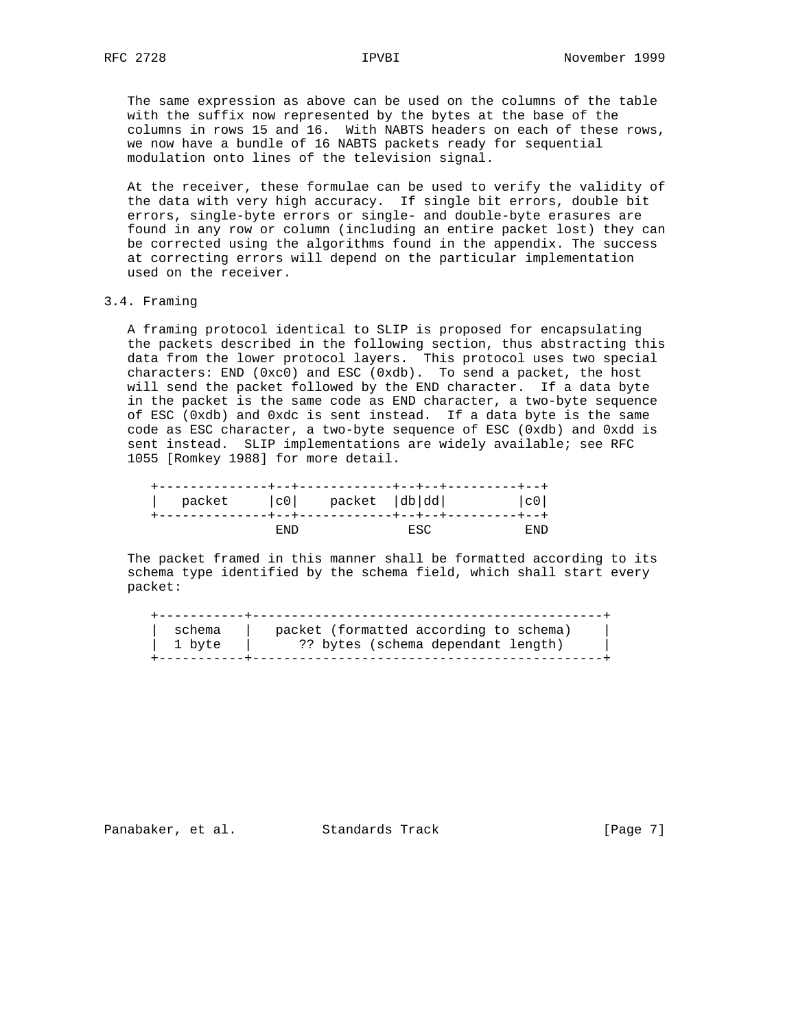The same expression as above can be used on the columns of the table with the suffix now represented by the bytes at the base of the columns in rows 15 and 16. With NABTS headers on each of these rows, we now have a bundle of 16 NABTS packets ready for sequential modulation onto lines of the television signal.

At the receiver, these formulae can be used to verify the validity of the data with very high accuracy. If single bit errors, double bit errors, single-byte errors or single- and double-byte erasures are found in any row or column (including an entire packet lost) they can be corrected using the algorithms found in the appendix. The success at correcting errors will depend on the particular implementation used on the receiver.

## 3.4. Framing

A framing protocol identical to SLIP is proposed for encapsulating the packets described in the following section, thus abstracting this data from the lower protocol layers. This protocol uses two special characters: END (0xc0) and ESC (0xdb). To send a packet, the host will send the packet followed by the END character. If a data byte in the packet is the same code as END character, a two-byte sequence of ESC (0xdb) and 0xdc is sent instead. If a data byte is the same code as ESC character, a two-byte sequence of ESC (0xdb) and 0xdd is sent instead. SLIP implementations are widely available; see RFC 1055 [Romkey 1988] for more detail.

```
+--------------+--+------------+--+--+---------+--+
|   packet     |c0|    packet  |db|dd|         |c0|
+--------------+--+------------+--+--+---------+--+
               END             ESC            END
```

The packet framed in this manner shall be formatted according to its schema type identified by the schema field, which shall start every packet:

```
+-----------+---------------------------------------------+
|  schema   |   packet (formatted according to schema)    |
|  1 byte   |      ?? bytes (schema dependant length)     |
+-----------+---------------------------------------------+
```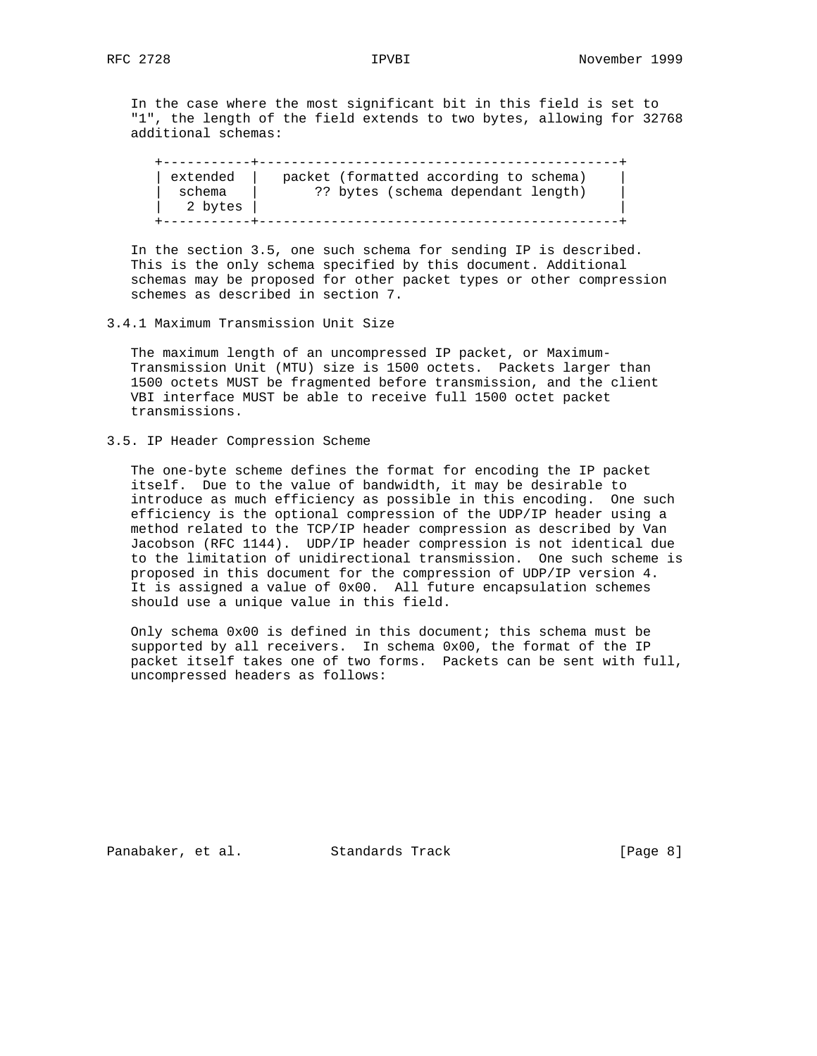In the case where the most significant bit in this field is set to "1", the length of the field extends to two bytes, allowing for 32768 additional schemas:

```
+-----------+--------------------------------------------+
| extended  |   packet (formatted according to schema)   |
|  schema   |      ?? bytes (schema dependant length)    |
|   2 bytes |                                            |
+-----------+--------------------------------------------+
```

In the section 3.5, one such schema for sending IP is described. This is the only schema specified by this document. Additional schemas may be proposed for other packet types or other compression schemes as described in section 7.

### 3.4.1 Maximum Transmission Unit Size

The maximum length of an uncompressed IP packet, or Maximum-Transmission Unit (MTU) size is 1500 octets. Packets larger than 1500 octets MUST be fragmented before transmission, and the client VBI interface MUST be able to receive full 1500 octet packet transmissions.

## 3.5. IP Header Compression Scheme

The one-byte scheme defines the format for encoding the IP packet itself. Due to the value of bandwidth, it may be desirable to introduce as much efficiency as possible in this encoding. One such efficiency is the optional compression of the UDP/IP header using a method related to the TCP/IP header compression as described by Van Jacobson (RFC 1144). UDP/IP header compression is not identical due to the limitation of unidirectional transmission. One such scheme is proposed in this document for the compression of UDP/IP version 4. It is assigned a value of 0x00. All future encapsulation schemes should use a unique value in this field.

Only schema 0x00 is defined in this document; this schema must be supported by all receivers. In schema 0x00, the format of the IP packet itself takes one of two forms. Packets can be sent with full, uncompressed headers as follows: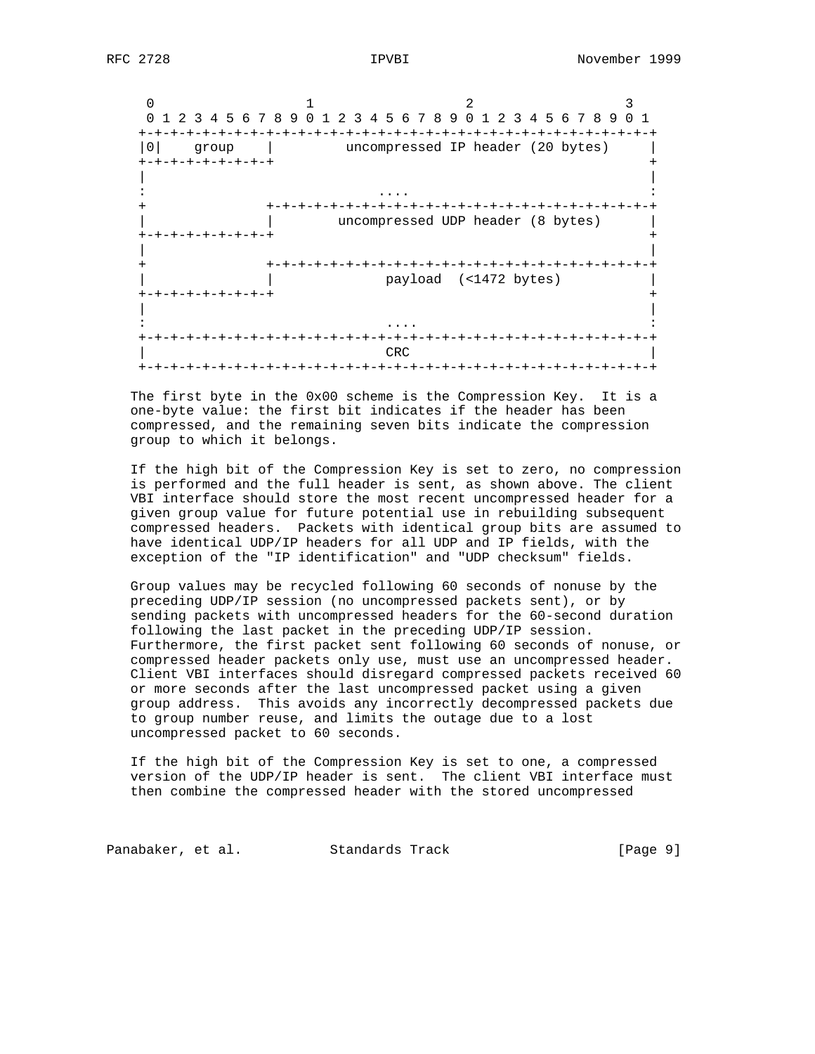```
 0                   1                   2                   3
 0 1 2 3 4 5 6 7 8 9 0 1 2 3 4 5 6 7 8 9 0 1 2 3 4 5 6 7 8 9 0 1
+-+-+-+-+-+-+-+-+-+-+-+-+-+-+-+-+-+-+-+-+-+-+-+-+-+-+-+-+-+-+-+-+
|0|    group    |         uncompressed IP header (20 bytes)     |
+-+-+-+-+-+-+-+-+                                               +
|                                                               |
:                            ....                               :
+               +-+-+-+-+-+-+-+-+-+-+-+-+-+-+-+-+-+-+-+-+-+-+-+-+
|               |        uncompressed UDP header (8 bytes)      |
+-+-+-+-+-+-+-+-+                                               +
|                                                               |
+               +-+-+-+-+-+-+-+-+-+-+-+-+-+-+-+-+-+-+-+-+-+-+-+-+
|               |              payload  (<1472 bytes)           |
+-+-+-+-+-+-+-+-+                                               +
|                                                               |
:                             ....                              :
+-+-+-+-+-+-+-+-+-+-+-+-+-+-+-+-+-+-+-+-+-+-+-+-+-+-+-+-+-+-+-+-+
|                              CRC                              |
+-+-+-+-+-+-+-+-+-+-+-+-+-+-+-+-+-+-+-+-+-+-+-+-+-+-+-+-+-+-+-+-+
```

The first byte in the 0x00 scheme is the Compression Key. It is a one-byte value: the first bit indicates if the header has been compressed, and the remaining seven bits indicate the compression group to which it belongs.

If the high bit of the Compression Key is set to zero, no compression is performed and the full header is sent, as shown above. The client VBI interface should store the most recent uncompressed header for a given group value for future potential use in rebuilding subsequent compressed headers. Packets with identical group bits are assumed to have identical UDP/IP headers for all UDP and IP fields, with the exception of the "IP identification" and "UDP checksum" fields.

Group values may be recycled following 60 seconds of nonuse by the preceding UDP/IP session (no uncompressed packets sent), or by sending packets with uncompressed headers for the 60-second duration following the last packet in the preceding UDP/IP session. Furthermore, the first packet sent following 60 seconds of nonuse, or compressed header packets only use, must use an uncompressed header. Client VBI interfaces should disregard compressed packets received 60 or more seconds after the last uncompressed packet using a given group address. This avoids any incorrectly decompressed packets due to group number reuse, and limits the outage due to a lost uncompressed packet to 60 seconds.

If the high bit of the Compression Key is set to one, a compressed version of the UDP/IP header is sent. The client VBI interface must then combine the compressed header with the stored uncompressed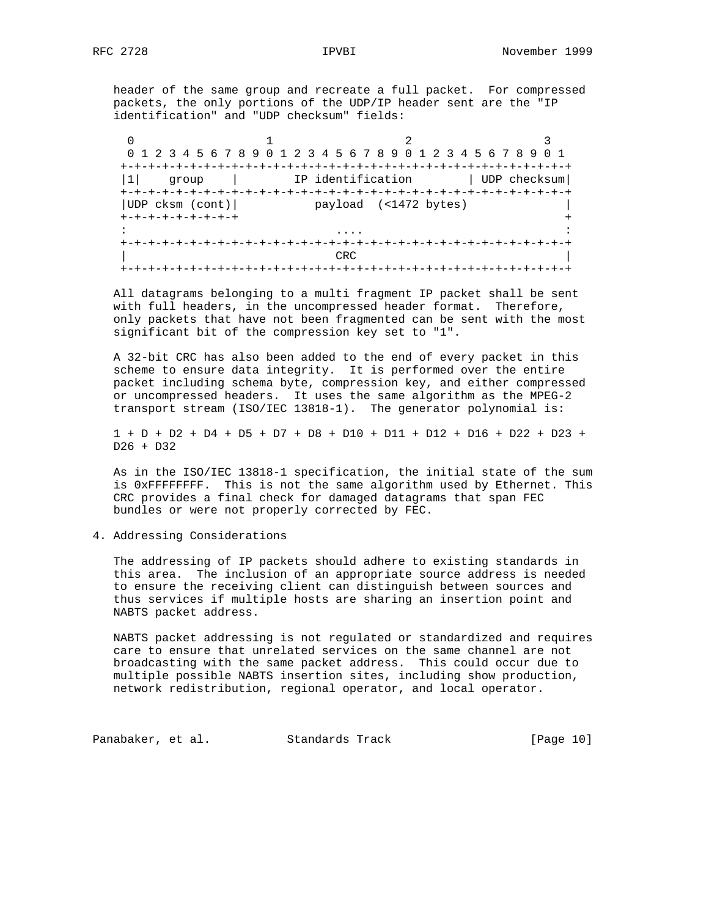header of the same group and recreate a full packet.  For compressed packets, the only portions of the UDP/IP header sent are the "IP identification" and "UDP checksum" fields:

```
 0                   1                   2                   3
 0 1 2 3 4 5 6 7 8 9 0 1 2 3 4 5 6 7 8 9 0 1 2 3 4 5 6 7 8 9 0 1
+-+-+-+-+-+-+-+-+-+-+-+-+-+-+-+-+-+-+-+-+-+-+-+-+-+-+-+-+-+-+-+-+
|1|    group    |        IP identification        | UDP checksum|
+-+-+-+-+-+-+-+-+-+-+-+-+-+-+-+-+-+-+-+-+-+-+-+-+-+-+-+-+-+-+-+-+
|UDP cksm (cont)|           payload  (<1472 bytes)              |
+-+-+-+-+-+-+-+-+                                               +
:                              ....                             :
+-+-+-+-+-+-+-+-+-+-+-+-+-+-+-+-+-+-+-+-+-+-+-+-+-+-+-+-+-+-+-+-+
|                              CRC                              |
+-+-+-+-+-+-+-+-+-+-+-+-+-+-+-+-+-+-+-+-+-+-+-+-+-+-+-+-+-+-+-+-+
```

All datagrams belonging to a multi fragment IP packet shall be sent with full headers, in the uncompressed header format.  Therefore, only packets that have not been fragmented can be sent with the most significant bit of the compression key set to "1".

A 32-bit CRC has also been added to the end of every packet in this scheme to ensure data integrity.  It is performed over the entire packet including schema byte, compression key, and either compressed or uncompressed headers.  It uses the same algorithm as the MPEG-2 transport stream (ISO/IEC 13818-1).  The generator polynomial is:

1 + D + D2 + D4 + D5 + D7 + D8 + D10 + D11 + D12 + D16 + D22 + D23 + D26 + D32

As in the ISO/IEC 13818-1 specification, the initial state of the sum is 0xFFFFFFFF.  This is not the same algorithm used by Ethernet. This CRC provides a final check for damaged datagrams that span FEC bundles or were not properly corrected by FEC.

## 4. Addressing Considerations

The addressing of IP packets should adhere to existing standards in this area.  The inclusion of an appropriate source address is needed to ensure the receiving client can distinguish between sources and thus services if multiple hosts are sharing an insertion point and NABTS packet address.

NABTS packet addressing is not regulated or standardized and requires care to ensure that unrelated services on the same channel are not broadcasting with the same packet address.  This could occur due to multiple possible NABTS insertion sites, including show production, network redistribution, regional operator, and local operator.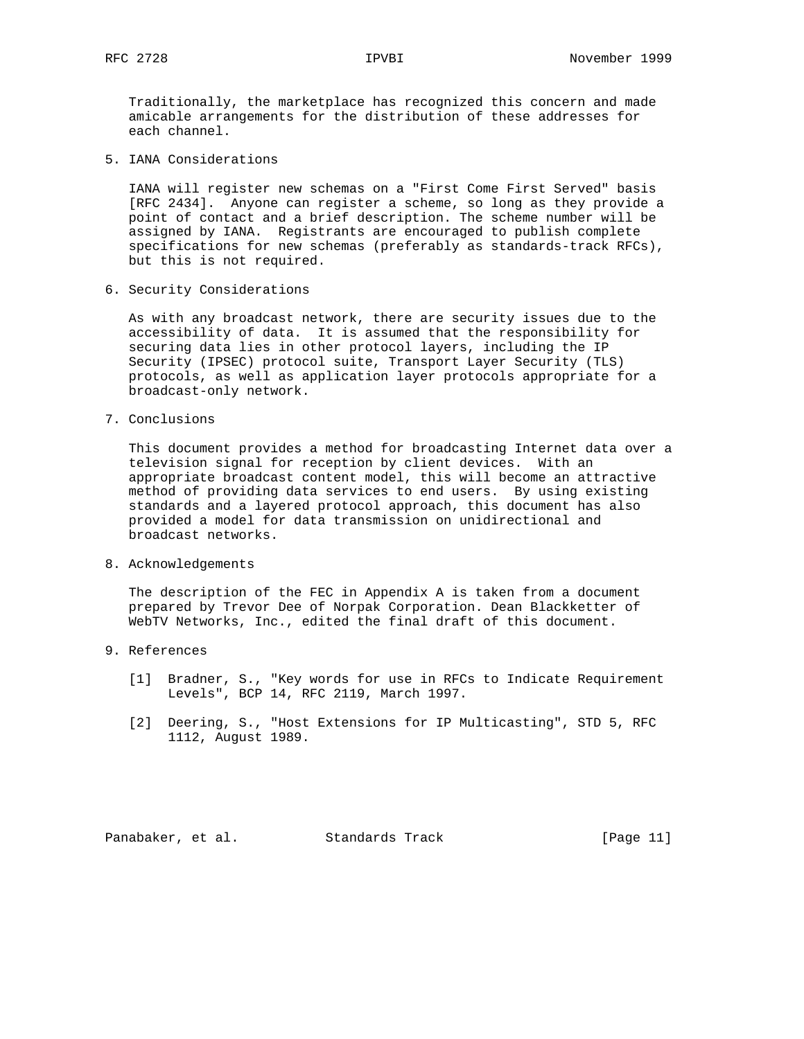Traditionally, the marketplace has recognized this concern and made amicable arrangements for the distribution of these addresses for each channel.

## 5. IANA Considerations

IANA will register new schemas on a "First Come First Served" basis [RFC 2434]. Anyone can register a scheme, so long as they provide a point of contact and a brief description. The scheme number will be assigned by IANA. Registrants are encouraged to publish complete specifications for new schemas (preferably as standards-track RFCs), but this is not required.

## 6. Security Considerations

As with any broadcast network, there are security issues due to the accessibility of data. It is assumed that the responsibility for securing data lies in other protocol layers, including the IP Security (IPSEC) protocol suite, Transport Layer Security (TLS) protocols, as well as application layer protocols appropriate for a broadcast-only network.

## 7. Conclusions

This document provides a method for broadcasting Internet data over a television signal for reception by client devices. With an appropriate broadcast content model, this will become an attractive method of providing data services to end users. By using existing standards and a layered protocol approach, this document has also provided a model for data transmission on unidirectional and broadcast networks.

## 8. Acknowledgements

The description of the FEC in Appendix A is taken from a document prepared by Trevor Dee of Norpak Corporation. Dean Blackketter of WebTV Networks, Inc., edited the final draft of this document.

## 9. References

[1] Bradner, S., "Key words for use in RFCs to Indicate Requirement Levels", BCP 14, RFC 2119, March 1997.

[2] Deering, S., "Host Extensions for IP Multicasting", STD 5, RFC 1112, August 1989.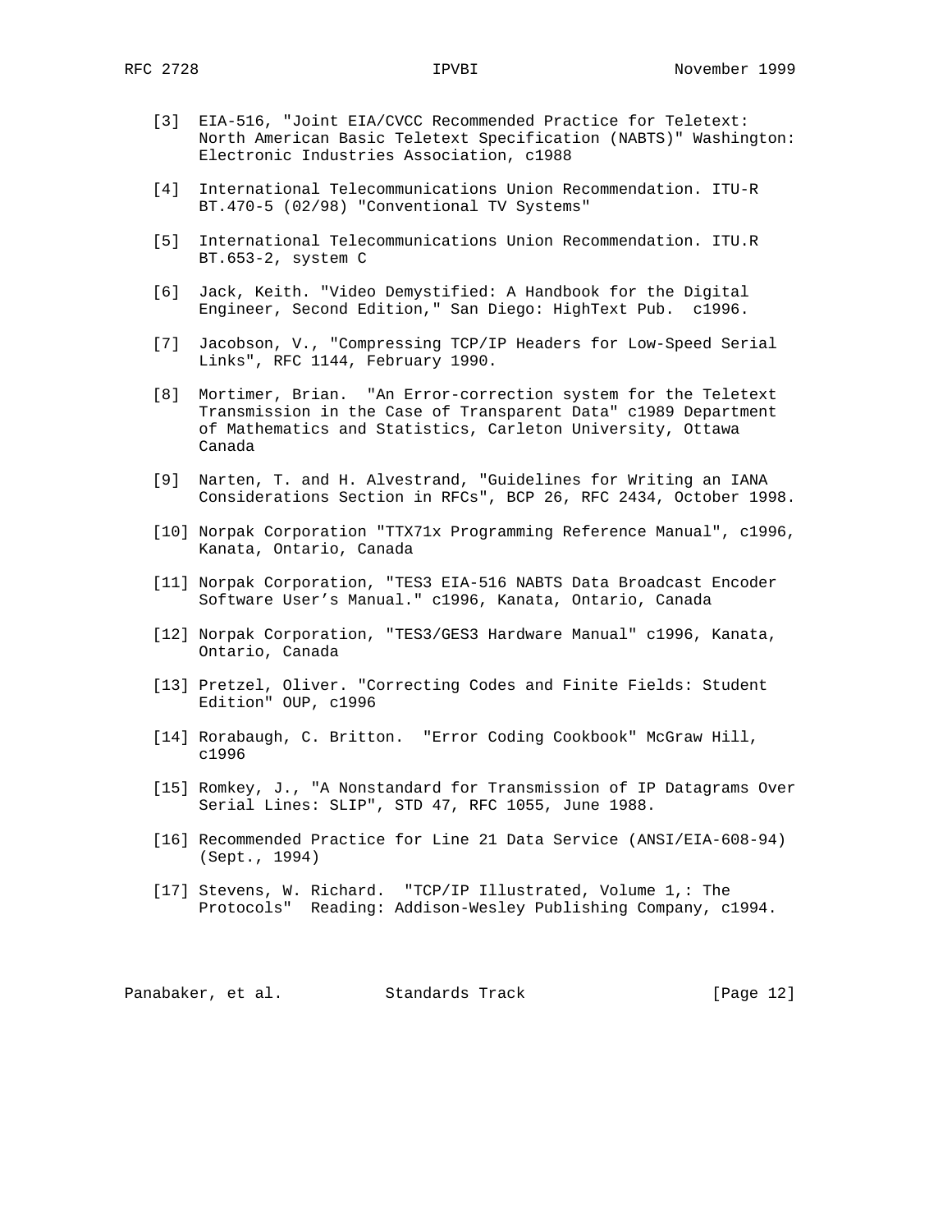[3] EIA-516, "Joint EIA/CVCC Recommended Practice for Teletext: North American Basic Teletext Specification (NABTS)" Washington: Electronic Industries Association, c1988

[4] International Telecommunications Union Recommendation. ITU-R BT.470-5 (02/98) "Conventional TV Systems"

[5] International Telecommunications Union Recommendation. ITU.R BT.653-2, system C

[6] Jack, Keith. "Video Demystified: A Handbook for the Digital Engineer, Second Edition," San Diego: HighText Pub. c1996.

[7] Jacobson, V., "Compressing TCP/IP Headers for Low-Speed Serial Links", RFC 1144, February 1990.

[8] Mortimer, Brian. "An Error-correction system for the Teletext Transmission in the Case of Transparent Data" c1989 Department of Mathematics and Statistics, Carleton University, Ottawa Canada

[9] Narten, T. and H. Alvestrand, "Guidelines for Writing an IANA Considerations Section in RFCs", BCP 26, RFC 2434, October 1998.

[10] Norpak Corporation "TTX71x Programming Reference Manual", c1996, Kanata, Ontario, Canada

[11] Norpak Corporation, "TES3 EIA-516 NABTS Data Broadcast Encoder Software User's Manual." c1996, Kanata, Ontario, Canada

[12] Norpak Corporation, "TES3/GES3 Hardware Manual" c1996, Kanata, Ontario, Canada

[13] Pretzel, Oliver. "Correcting Codes and Finite Fields: Student Edition" OUP, c1996

[14] Rorabaugh, C. Britton. "Error Coding Cookbook" McGraw Hill, c1996

[15] Romkey, J., "A Nonstandard for Transmission of IP Datagrams Over Serial Lines: SLIP", STD 47, RFC 1055, June 1988.

[16] Recommended Practice for Line 21 Data Service (ANSI/EIA-608-94) (Sept., 1994)

[17] Stevens, W. Richard. "TCP/IP Illustrated, Volume 1,: The Protocols" Reading: Addison-Wesley Publishing Company, c1994.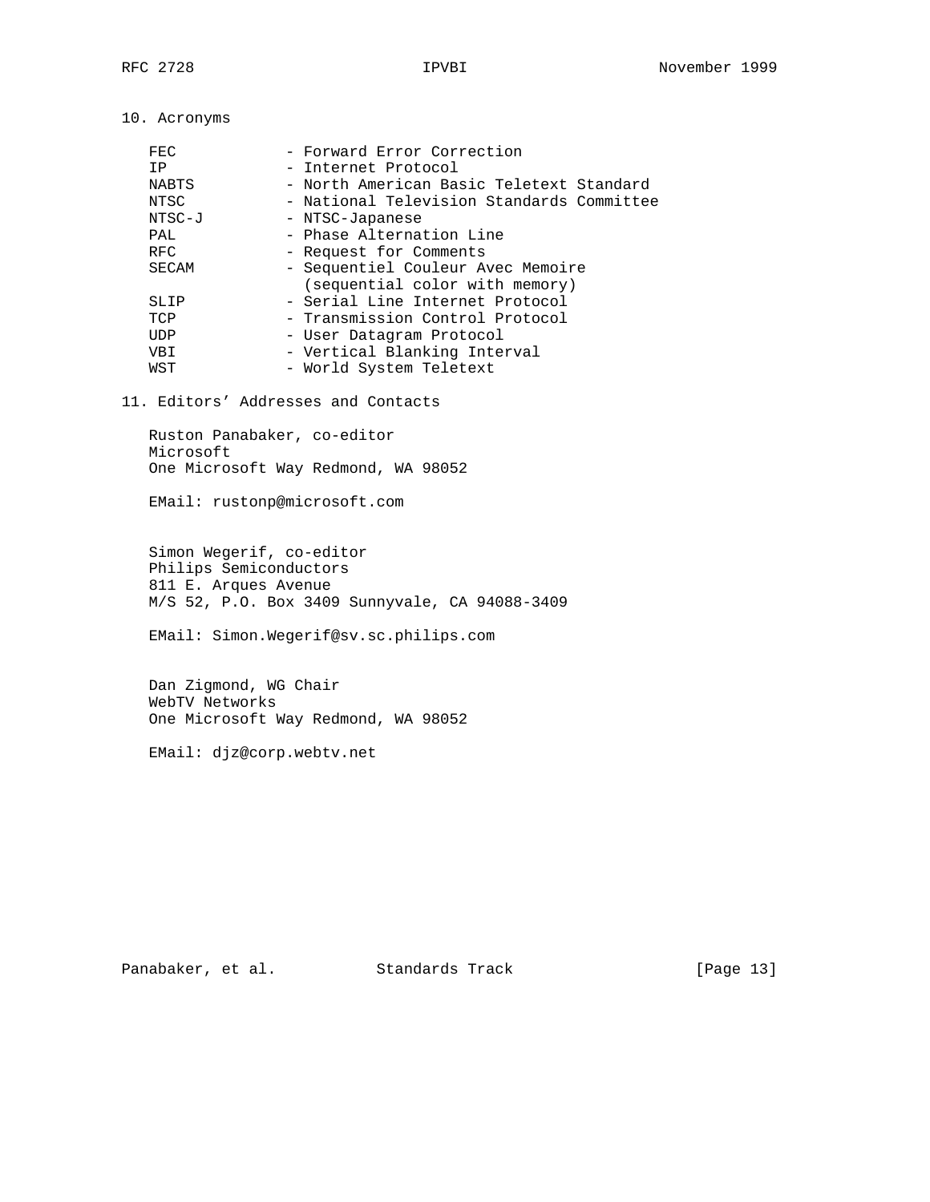## 10. Acronyms

| Acronym | Meaning |
| --- | --- |
| FEC | Forward Error Correction |
| IP | Internet Protocol |
| NABTS | North American Basic Teletext Standard |
| NTSC | National Television Standards Committee |
| NTSC-J | NTSC-Japanese |
| PAL | Phase Alternation Line |
| RFC | Request for Comments |
| SECAM | Sequentiel Couleur Avec Memoire (sequential color with memory) |
| SLIP | Serial Line Internet Protocol |
| TCP | Transmission Control Protocol |
| UDP | User Datagram Protocol |
| VBI | Vertical Blanking Interval |
| WST | World System Teletext |

## 11. Editors' Addresses and Contacts

Ruston Panabaker, co-editor
Microsoft
One Microsoft Way Redmond, WA 98052

EMail: rustonp@microsoft.com

Simon Wegerif, co-editor
Philips Semiconductors
811 E. Arques Avenue
M/S 52, P.O. Box 3409 Sunnyvale, CA 94088-3409

EMail: Simon.Wegerif@sv.sc.philips.com

Dan Zigmond, WG Chair
WebTV Networks
One Microsoft Way Redmond, WA 98052

EMail: djz@corp.webtv.net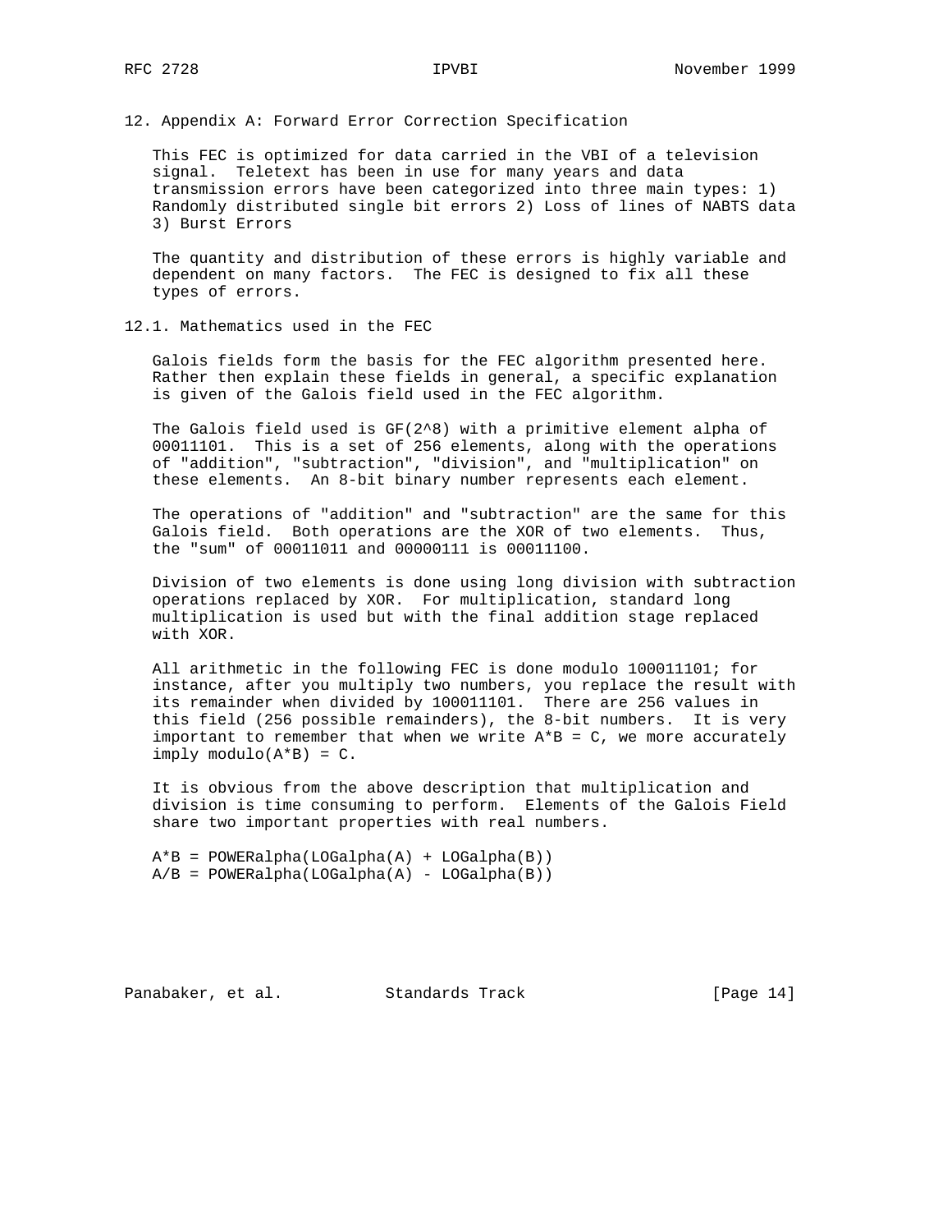## 12. Appendix A: Forward Error Correction Specification

This FEC is optimized for data carried in the VBI of a television signal. Teletext has been in use for many years and data transmission errors have been categorized into three main types: 1) Randomly distributed single bit errors 2) Loss of lines of NABTS data 3) Burst Errors

The quantity and distribution of these errors is highly variable and dependent on many factors. The FEC is designed to fix all these types of errors.

### 12.1. Mathematics used in the FEC

Galois fields form the basis for the FEC algorithm presented here. Rather then explain these fields in general, a specific explanation is given of the Galois field used in the FEC algorithm.

The Galois field used is $GF(2^8)$ with a primitive element alpha of 00011101. This is a set of 256 elements, along with the operations of "addition", "subtraction", "division", and "multiplication" on these elements. An 8-bit binary number represents each element.

The operations of "addition" and "subtraction" are the same for this Galois field. Both operations are the XOR of two elements. Thus, the "sum" of 00011011 and 00000111 is 00011100.

Division of two elements is done using long division with subtraction operations replaced by XOR. For multiplication, standard long multiplication is used but with the final addition stage replaced with XOR.

All arithmetic in the following FEC is done modulo 100011101; for instance, after you multiply two numbers, you replace the result with its remainder when divided by 100011101. There are 256 values in this field (256 possible remainders), the 8-bit numbers. It is very important to remember that when we write A*B = C, we more accurately imply modulo(A*B) = C.

It is obvious from the above description that multiplication and division is time consuming to perform. Elements of the Galois Field share two important properties with real numbers.

```
A*B = POWERalpha(LOGalpha(A) + LOGalpha(B))
A/B = POWERalpha(LOGalpha(A) - LOGalpha(B))
```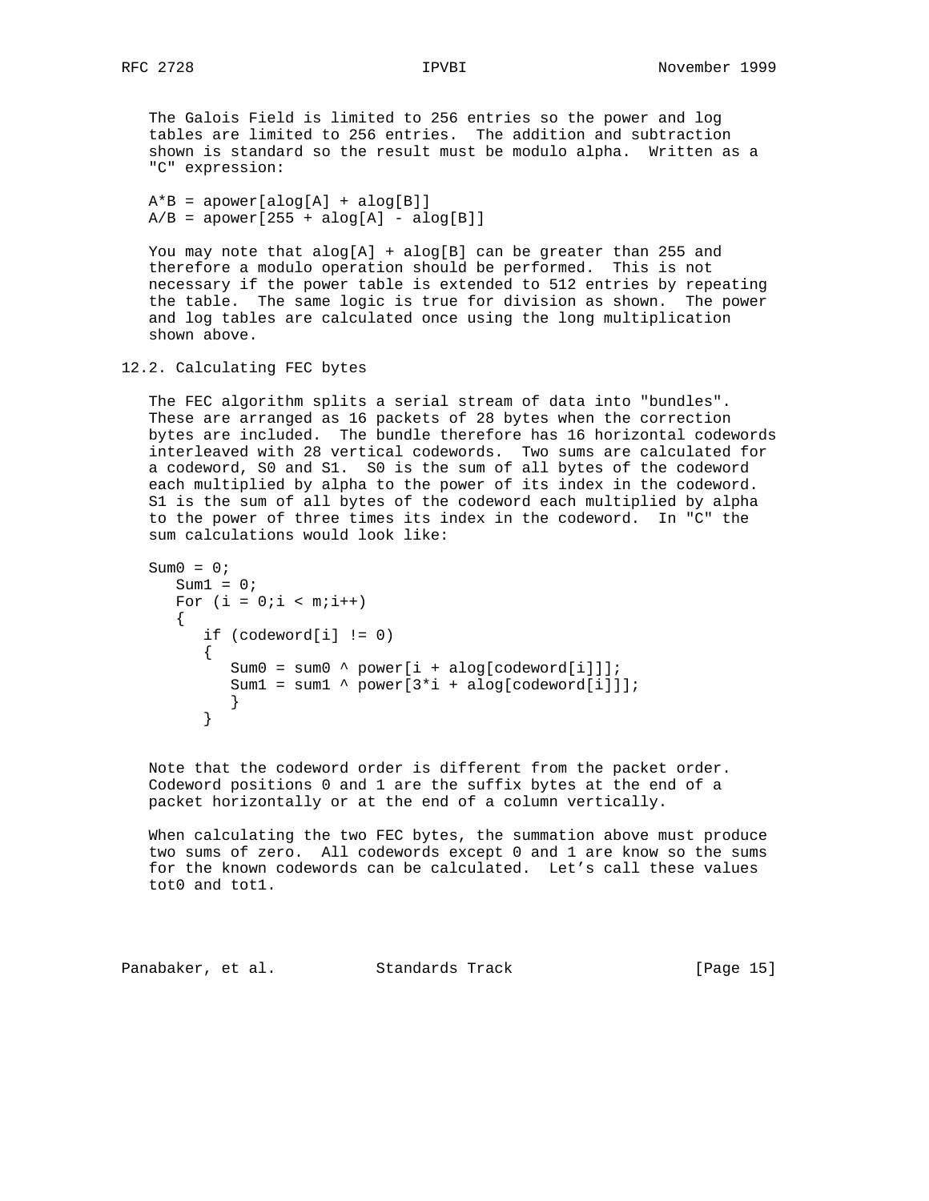The Galois Field is limited to 256 entries so the power and log tables are limited to 256 entries. The addition and subtraction shown is standard so the result must be modulo alpha. Written as a "C" expression:

```
A*B = apower[alog[A] + alog[B]]
A/B = apower[255 + alog[A] - alog[B]]
```

You may note that alog[A] + alog[B] can be greater than 255 and therefore a modulo operation should be performed. This is not necessary if the power table is extended to 512 entries by repeating the table. The same logic is true for division as shown. The power and log tables are calculated once using the long multiplication shown above.

## 12.2. Calculating FEC bytes

The FEC algorithm splits a serial stream of data into "bundles". These are arranged as 16 packets of 28 bytes when the correction bytes are included. The bundle therefore has 16 horizontal codewords interleaved with 28 vertical codewords. Two sums are calculated for a codeword, S0 and S1. S0 is the sum of all bytes of the codeword each multiplied by alpha to the power of its index in the codeword. S1 is the sum of all bytes of the codeword each multiplied by alpha to the power of three times its index in the codeword. In "C" the sum calculations would look like:

```
Sum0 = 0;
   Sum1 = 0;
   For (i = 0;i < m;i++)
   {
      if (codeword[i] != 0)
      {
         Sum0 = sum0 ^ power[i + alog[codeword[i]]];
         Sum1 = sum1 ^ power[3*i + alog[codeword[i]]];
         }
      }
```

Note that the codeword order is different from the packet order. Codeword positions 0 and 1 are the suffix bytes at the end of a packet horizontally or at the end of a column vertically.

When calculating the two FEC bytes, the summation above must produce two sums of zero. All codewords except 0 and 1 are know so the sums for the known codewords can be calculated. Let's call these values tot0 and tot1.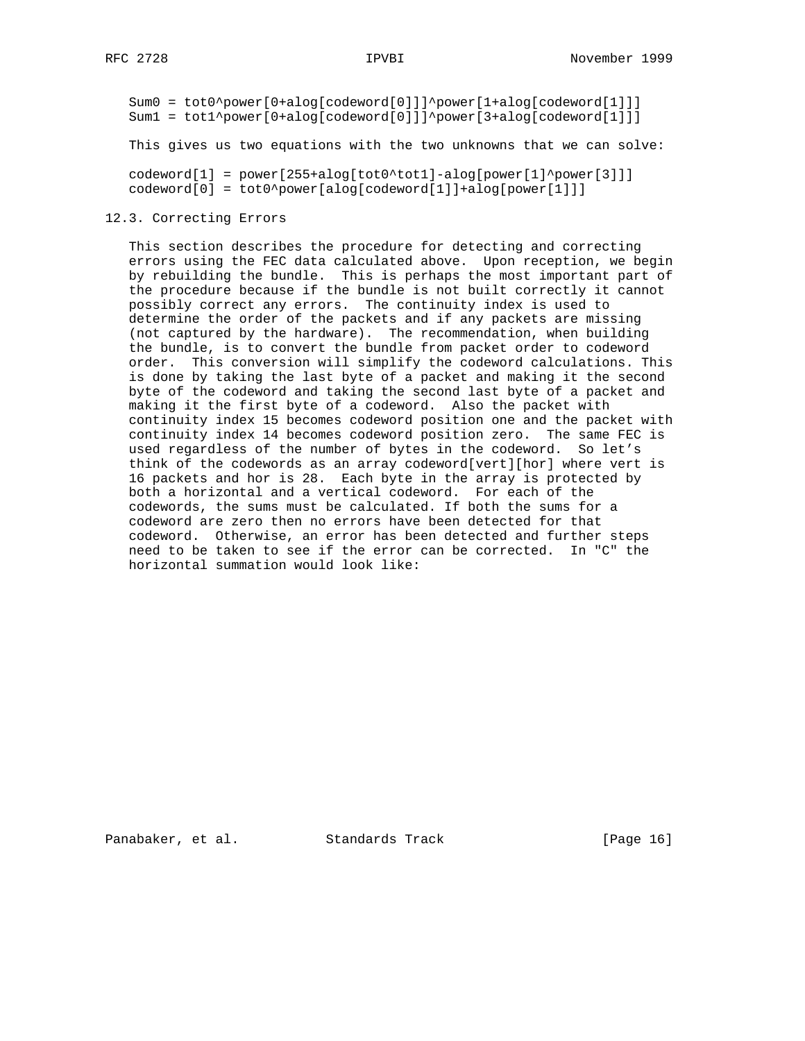```
Sum0 = tot0^power[0+alog[codeword[0]]]^power[1+alog[codeword[1]]]
Sum1 = tot1^power[0+alog[codeword[0]]]^power[3+alog[codeword[1]]]
```

This gives us two equations with the two unknowns that we can solve:

```
codeword[1] = power[255+alog[tot0^tot1]-alog[power[1]^power[3]]]
codeword[0] = tot0^power[alog[codeword[1]]+alog[power[1]]]
```

### 12.3. Correcting Errors

This section describes the procedure for detecting and correcting errors using the FEC data calculated above. Upon reception, we begin by rebuilding the bundle. This is perhaps the most important part of the procedure because if the bundle is not built correctly it cannot possibly correct any errors. The continuity index is used to determine the order of the packets and if any packets are missing (not captured by the hardware). The recommendation, when building the bundle, is to convert the bundle from packet order to codeword order. This conversion will simplify the codeword calculations. This is done by taking the last byte of a packet and making it the second byte of the codeword and taking the second last byte of a packet and making it the first byte of a codeword. Also the packet with continuity index 15 becomes codeword position one and the packet with continuity index 14 becomes codeword position zero. The same FEC is used regardless of the number of bytes in the codeword. So let's think of the codewords as an array codeword[vert][hor] where vert is 16 packets and hor is 28. Each byte in the array is protected by both a horizontal and a vertical codeword. For each of the codewords, the sums must be calculated. If both the sums for a codeword are zero then no errors have been detected for that codeword. Otherwise, an error has been detected and further steps need to be taken to see if the error can be corrected. In "C" the horizontal summation would look like: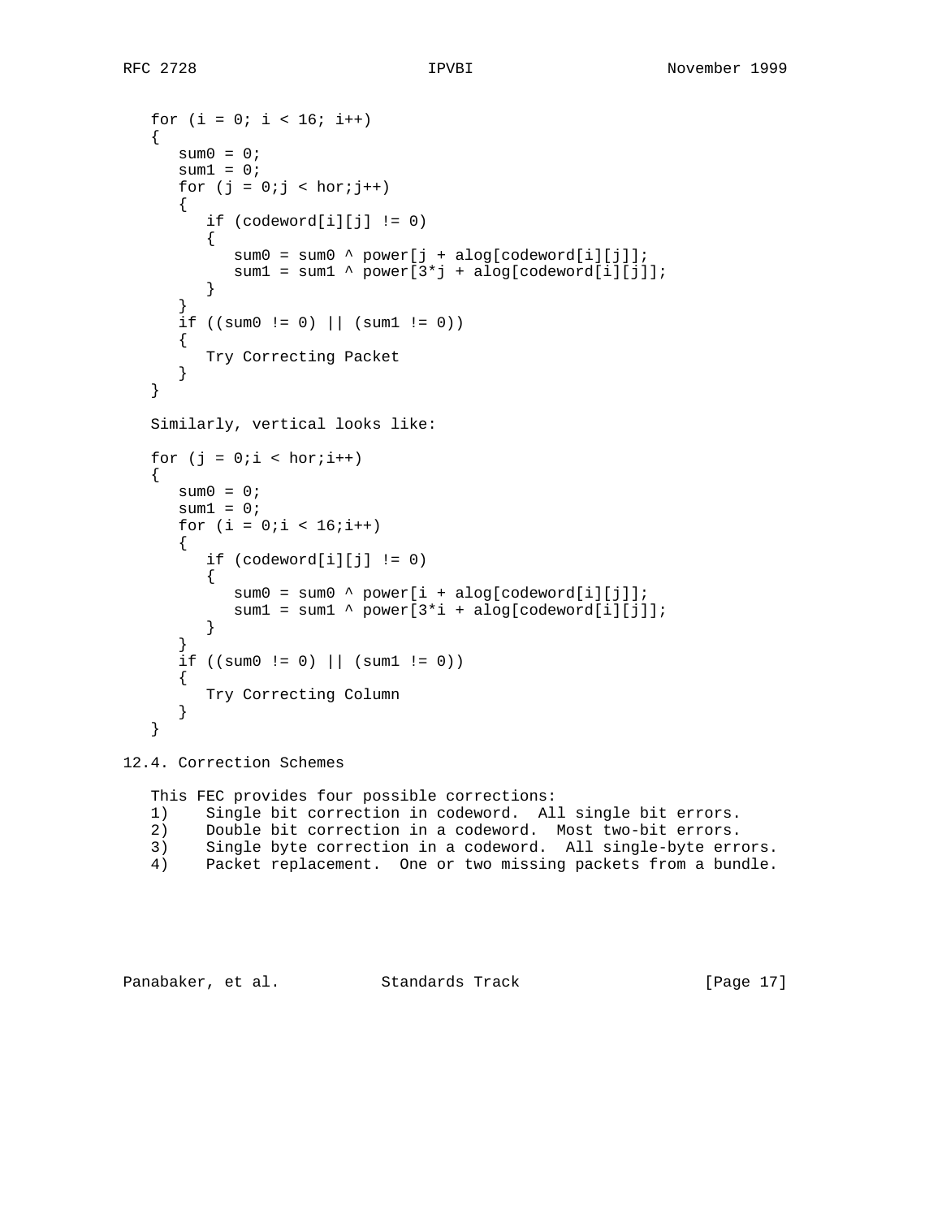```
for (i = 0; i < 16; i++)
{
   sum0 = 0;
   sum1 = 0;
   for (j = 0;j < hor;j++)
   {
      if (codeword[i][j] != 0)
      {
         sum0 = sum0 ^ power[j + alog[codeword[i][j]];
         sum1 = sum1 ^ power[3*j + alog[codeword[i][j]];
      }
   }
   if ((sum0 != 0) || (sum1 != 0))
   {
      Try Correcting Packet
   }
}
```

Similarly, vertical looks like:

```
for (j = 0;i < hor;i++)
{
   sum0 = 0;
   sum1 = 0;
   for (i = 0;i < 16;i++)
   {
      if (codeword[i][j] != 0)
      {
         sum0 = sum0 ^ power[i + alog[codeword[i][j]];
         sum1 = sum1 ^ power[3*i + alog[codeword[i][j]];
      }
   }
   if ((sum0 != 0) || (sum1 != 0))
   {
      Try Correcting Column
   }
}
```

## 12.4. Correction Schemes

This FEC provides four possible corrections:

1) Single bit correction in codeword. All single bit errors.
2) Double bit correction in a codeword. Most two-bit errors.
3) Single byte correction in a codeword. All single-byte errors.
4) Packet replacement. One or two missing packets from a bundle.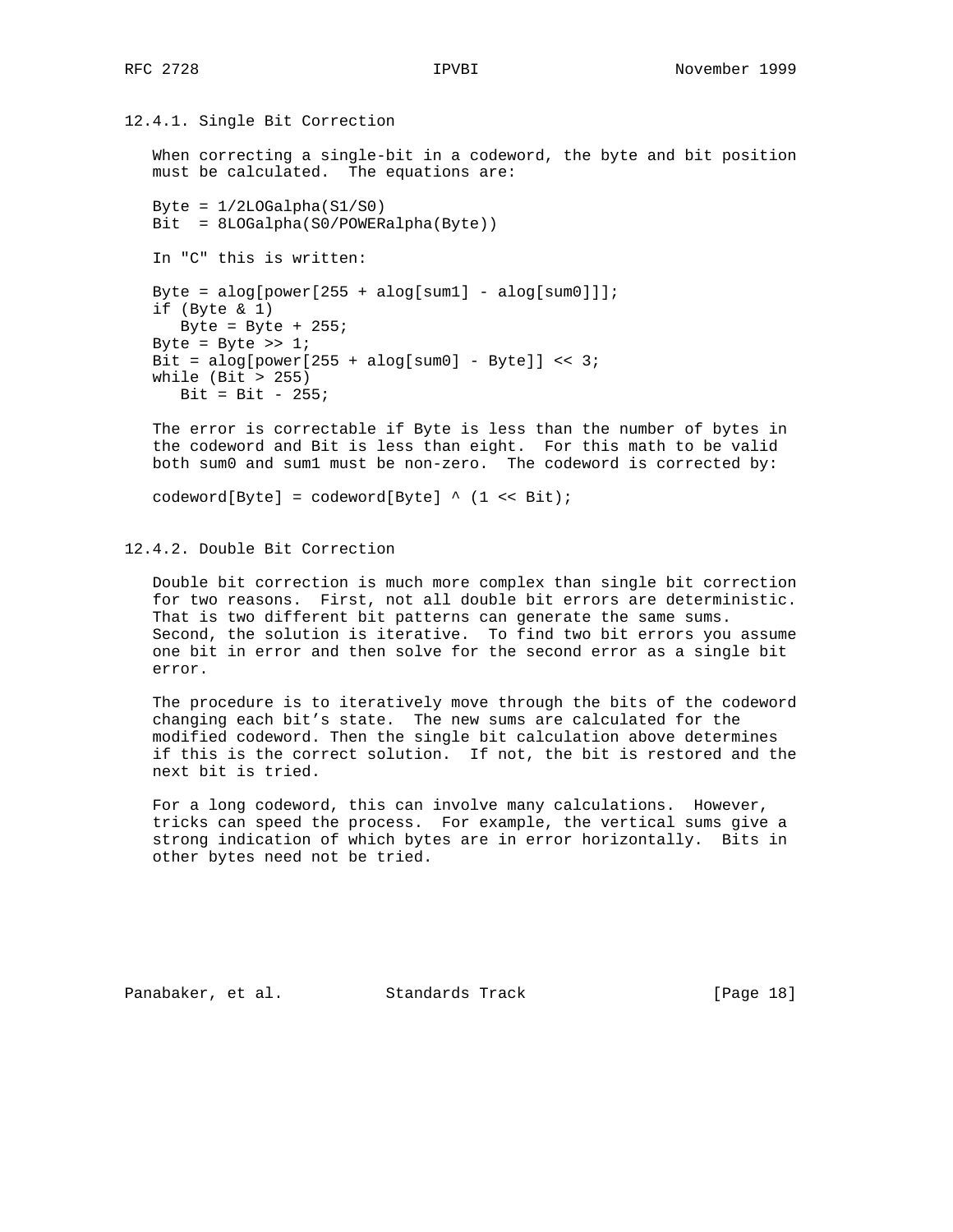### 12.4.1. Single Bit Correction

When correcting a single-bit in a codeword, the byte and bit position must be calculated. The equations are:

```
Byte = 1/2LOGalpha(S1/S0)
Bit  = 8LOGalpha(S0/POWERalpha(Byte))
```

In "C" this is written:

```
Byte = alog[power[255 + alog[sum1] - alog[sum0]]];
if (Byte & 1)
   Byte = Byte + 255;
Byte = Byte >> 1;
Bit = alog[power[255 + alog[sum0] - Byte]] << 3;
while (Bit > 255)
   Bit = Bit - 255;
```

The error is correctable if Byte is less than the number of bytes in the codeword and Bit is less than eight. For this math to be valid both sum0 and sum1 must be non-zero. The codeword is corrected by:

```
codeword[Byte] = codeword[Byte] ^ (1 << Bit);
```

### 12.4.2. Double Bit Correction

Double bit correction is much more complex than single bit correction for two reasons. First, not all double bit errors are deterministic. That is two different bit patterns can generate the same sums. Second, the solution is iterative. To find two bit errors you assume one bit in error and then solve for the second error as a single bit error.

The procedure is to iteratively move through the bits of the codeword changing each bit's state. The new sums are calculated for the modified codeword. Then the single bit calculation above determines if this is the correct solution. If not, the bit is restored and the next bit is tried.

For a long codeword, this can involve many calculations. However, tricks can speed the process. For example, the vertical sums give a strong indication of which bytes are in error horizontally. Bits in other bytes need not be tried.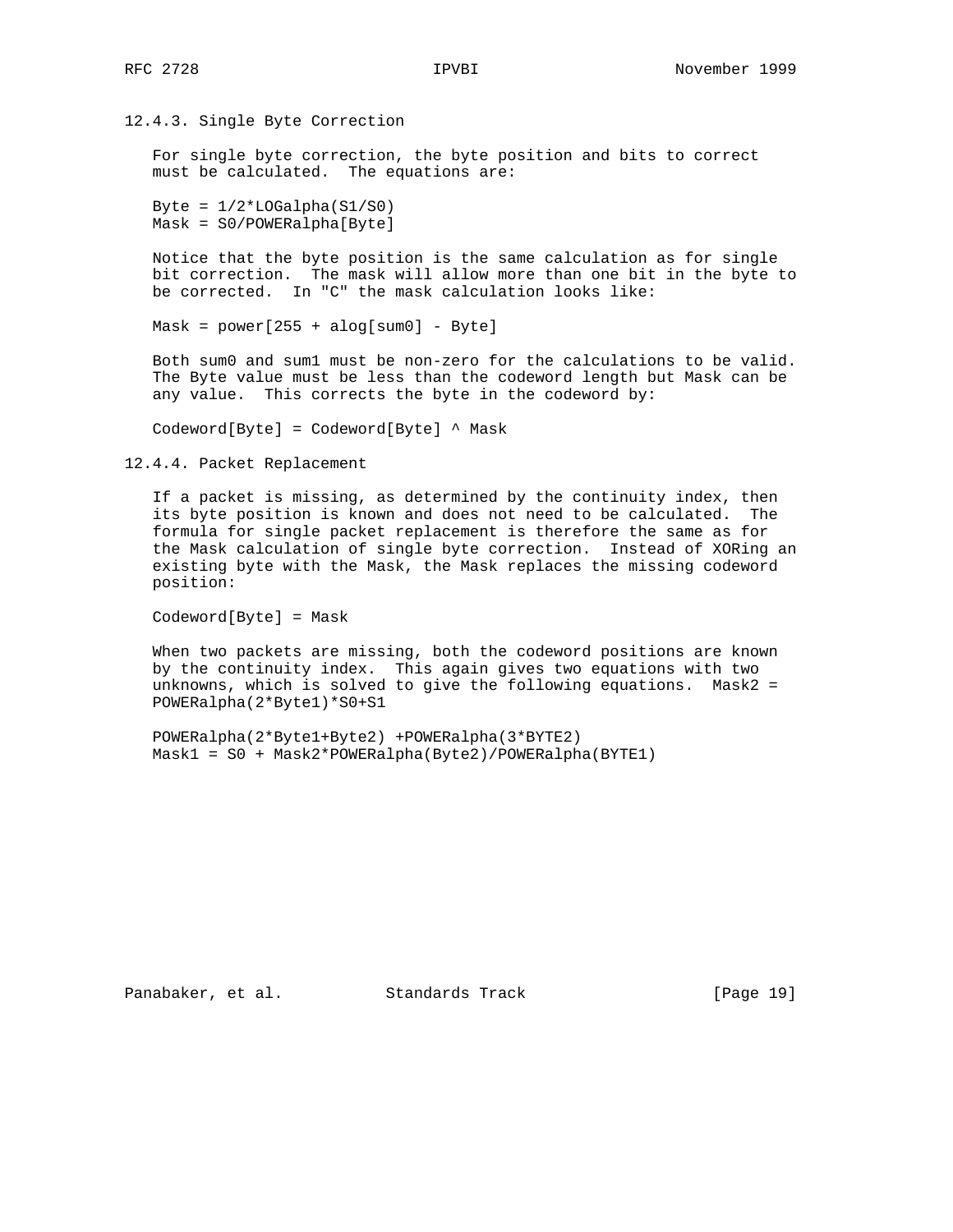### 12.4.3. Single Byte Correction

For single byte correction, the byte position and bits to correct must be calculated. The equations are:

```
Byte = 1/2*LOGalpha(S1/S0)
Mask = S0/POWERalpha[Byte]
```

Notice that the byte position is the same calculation as for single bit correction. The mask will allow more than one bit in the byte to be corrected. In "C" the mask calculation looks like:

```
Mask = power[255 + alog[sum0] - Byte]
```

Both sum0 and sum1 must be non-zero for the calculations to be valid. The Byte value must be less than the codeword length but Mask can be any value. This corrects the byte in the codeword by:

```
Codeword[Byte] = Codeword[Byte] ^ Mask
```

### 12.4.4. Packet Replacement

If a packet is missing, as determined by the continuity index, then its byte position is known and does not need to be calculated. The formula for single packet replacement is therefore the same as for the Mask calculation of single byte correction. Instead of XORing an existing byte with the Mask, the Mask replaces the missing codeword position:

```
Codeword[Byte] = Mask
```

When two packets are missing, both the codeword positions are known by the continuity index. This again gives two equations with two unknowns, which is solved to give the following equations. Mask2 = POWERalpha(2*Byte1)*S0+S1

```
POWERalpha(2*Byte1+Byte2) +POWERalpha(3*BYTE2)
Mask1 = S0 + Mask2*POWERalpha(Byte2)/POWERalpha(BYTE1)
```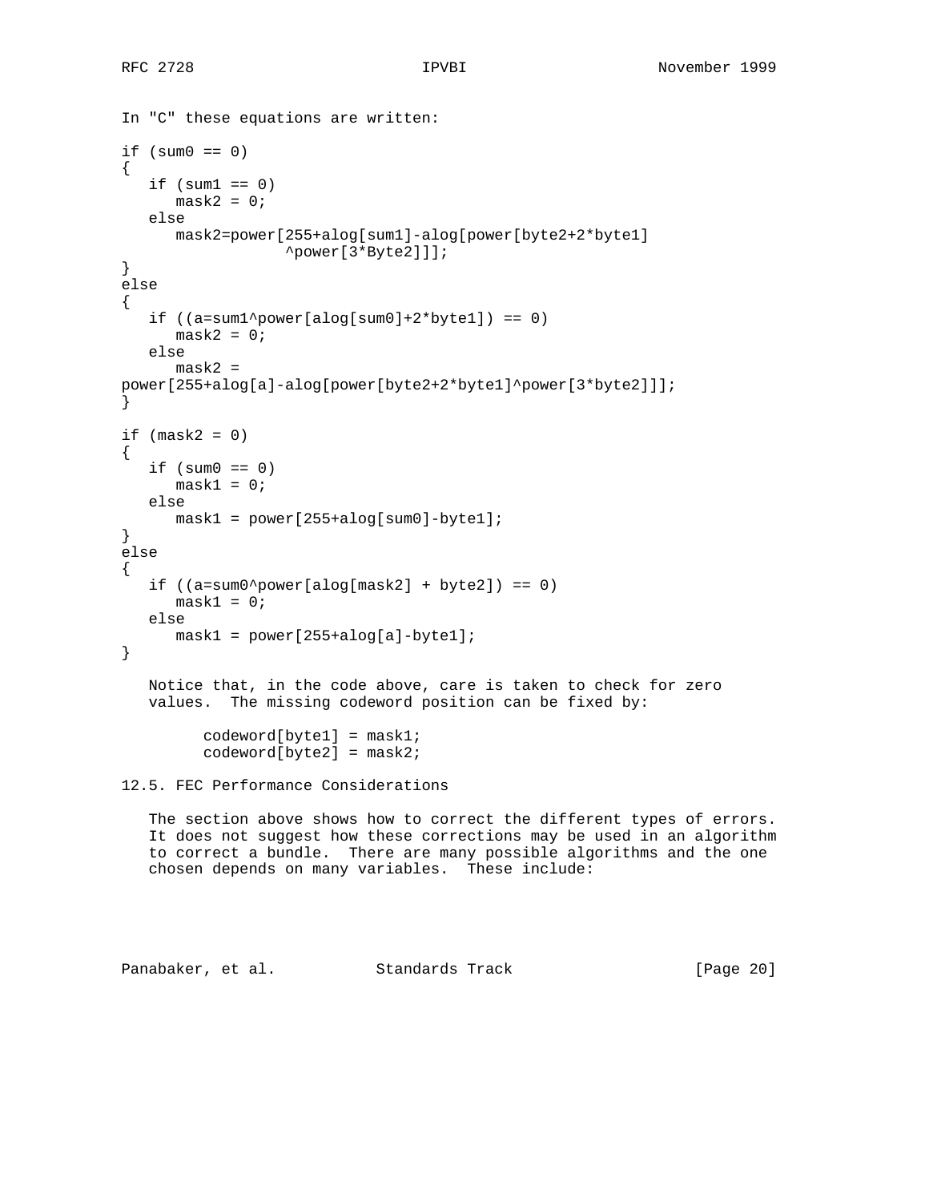In "C" these equations are written:

```
if (sum0 == 0)
{
   if (sum1 == 0)
      mask2 = 0;
   else
      mask2=power[255+alog[sum1]-alog[power[byte2+2*byte1]
                  ^power[3*Byte2]]];
}
else
{
   if ((a=sum1^power[alog[sum0]+2*byte1]) == 0)
      mask2 = 0;
   else
      mask2 =
power[255+alog[a]-alog[power[byte2+2*byte1]^power[3*byte2]]];
}

if (mask2 = 0)
{
   if (sum0 == 0)
      mask1 = 0;
   else
      mask1 = power[255+alog[sum0]-byte1];
}
else
{
   if ((a=sum0^power[alog[mask2] + byte2]) == 0)
      mask1 = 0;
   else
      mask1 = power[255+alog[a]-byte1];
}
```

Notice that, in the code above, care is taken to check for zero values. The missing codeword position can be fixed by:

```
codeword[byte1] = mask1;
codeword[byte2] = mask2;
```

## 12.5. FEC Performance Considerations

The section above shows how to correct the different types of errors. It does not suggest how these corrections may be used in an algorithm to correct a bundle. There are many possible algorithms and the one chosen depends on many variables. These include: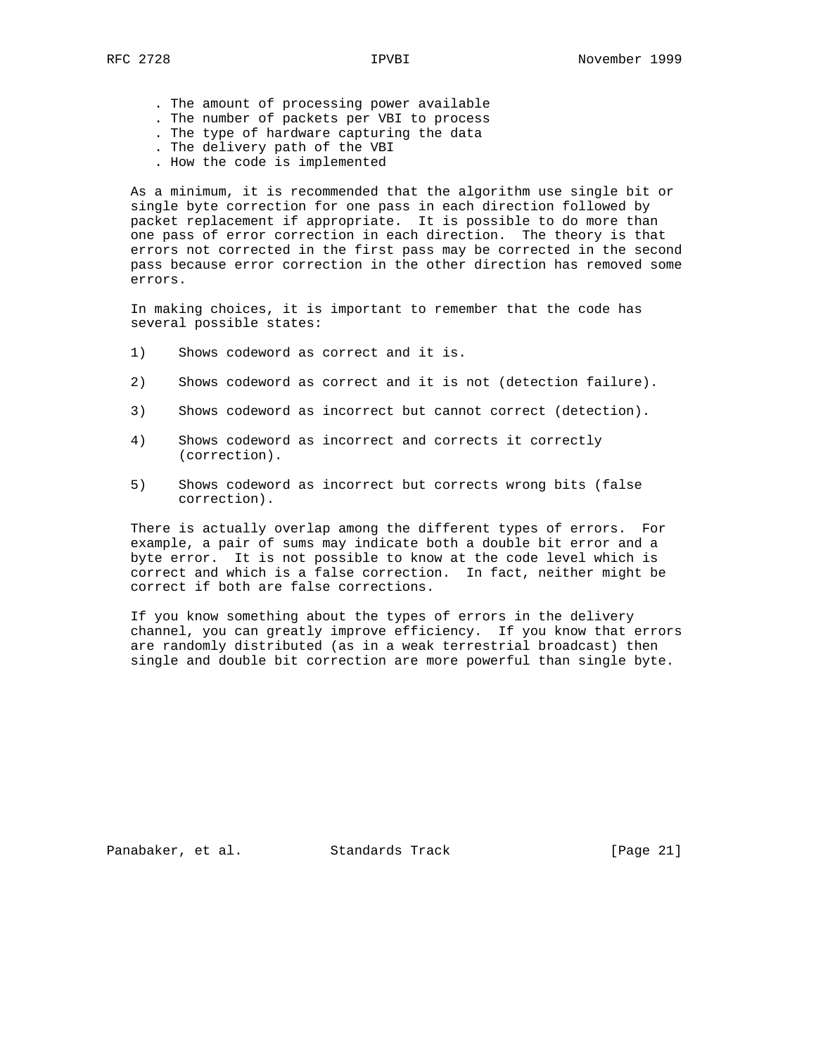- The amount of processing power available
- The number of packets per VBI to process
- The type of hardware capturing the data
- The delivery path of the VBI
- How the code is implemented

As a minimum, it is recommended that the algorithm use single bit or single byte correction for one pass in each direction followed by packet replacement if appropriate. It is possible to do more than one pass of error correction in each direction. The theory is that errors not corrected in the first pass may be corrected in the second pass because error correction in the other direction has removed some errors.

In making choices, it is important to remember that the code has several possible states:

1) Shows codeword as correct and it is.

2) Shows codeword as correct and it is not (detection failure).

3) Shows codeword as incorrect but cannot correct (detection).

4) Shows codeword as incorrect and corrects it correctly (correction).

5) Shows codeword as incorrect but corrects wrong bits (false correction).

There is actually overlap among the different types of errors. For example, a pair of sums may indicate both a double bit error and a byte error. It is not possible to know at the code level which is correct and which is a false correction. In fact, neither might be correct if both are false corrections.

If you know something about the types of errors in the delivery channel, you can greatly improve efficiency. If you know that errors are randomly distributed (as in a weak terrestrial broadcast) then single and double bit correction are more powerful than single byte.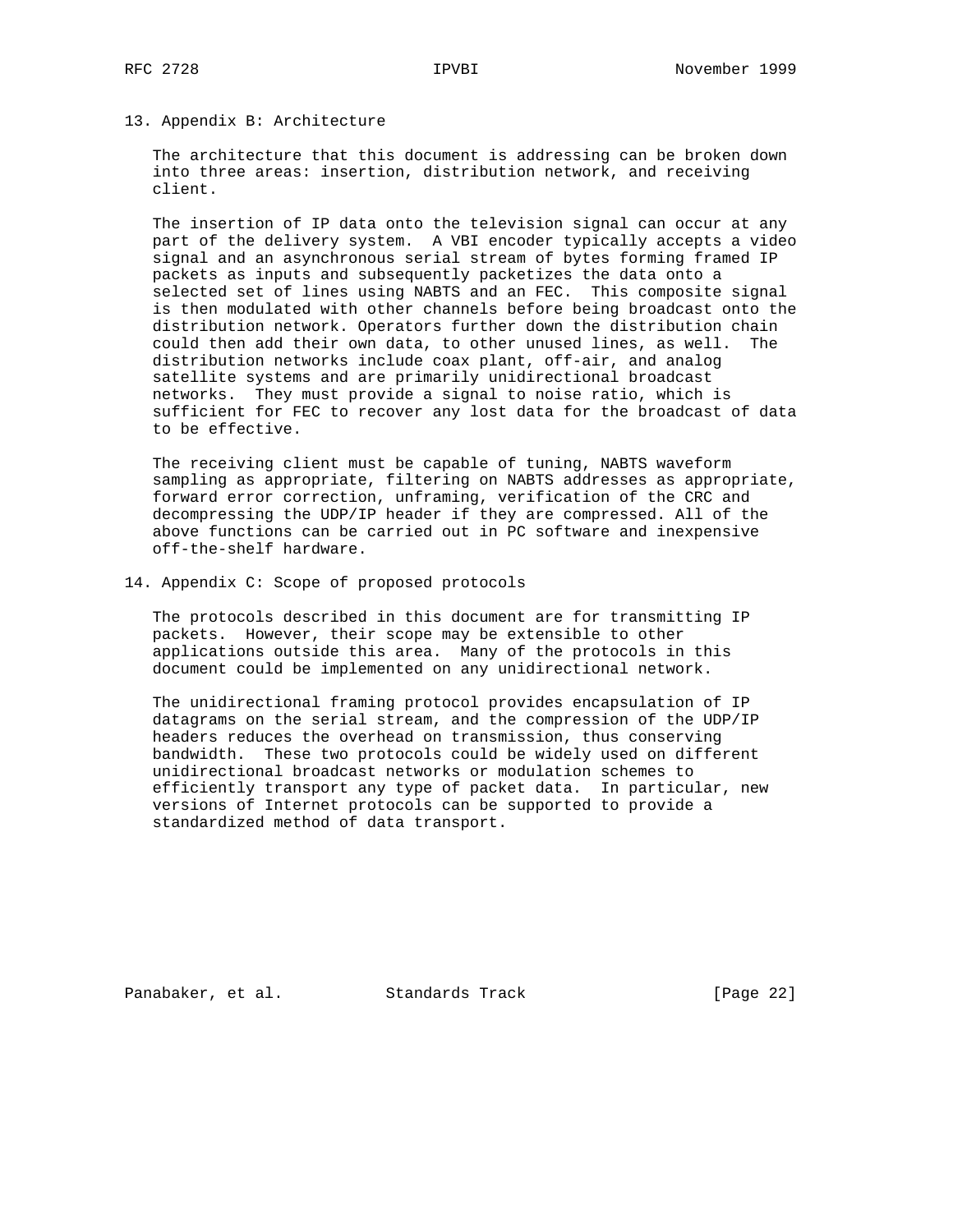## 13. Appendix B: Architecture

The architecture that this document is addressing can be broken down into three areas: insertion, distribution network, and receiving client.

The insertion of IP data onto the television signal can occur at any part of the delivery system. A VBI encoder typically accepts a video signal and an asynchronous serial stream of bytes forming framed IP packets as inputs and subsequently packetizes the data onto a selected set of lines using NABTS and an FEC. This composite signal is then modulated with other channels before being broadcast onto the distribution network. Operators further down the distribution chain could then add their own data, to other unused lines, as well. The distribution networks include coax plant, off-air, and analog satellite systems and are primarily unidirectional broadcast networks. They must provide a signal to noise ratio, which is sufficient for FEC to recover any lost data for the broadcast of data to be effective.

The receiving client must be capable of tuning, NABTS waveform sampling as appropriate, filtering on NABTS addresses as appropriate, forward error correction, unframing, verification of the CRC and decompressing the UDP/IP header if they are compressed. All of the above functions can be carried out in PC software and inexpensive off-the-shelf hardware.

## 14. Appendix C: Scope of proposed protocols

The protocols described in this document are for transmitting IP packets. However, their scope may be extensible to other applications outside this area. Many of the protocols in this document could be implemented on any unidirectional network.

The unidirectional framing protocol provides encapsulation of IP datagrams on the serial stream, and the compression of the UDP/IP headers reduces the overhead on transmission, thus conserving bandwidth. These two protocols could be widely used on different unidirectional broadcast networks or modulation schemes to efficiently transport any type of packet data. In particular, new versions of Internet protocols can be supported to provide a standardized method of data transport.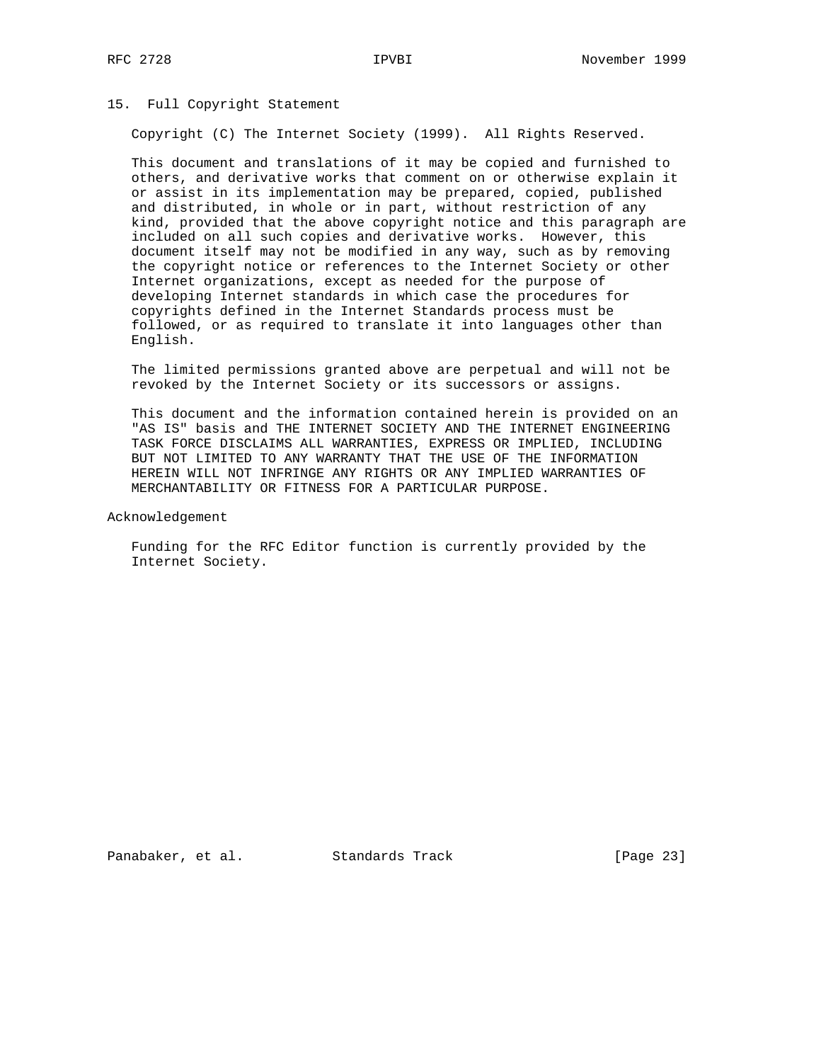## 15. Full Copyright Statement

Copyright (C) The Internet Society (1999). All Rights Reserved.

This document and translations of it may be copied and furnished to others, and derivative works that comment on or otherwise explain it or assist in its implementation may be prepared, copied, published and distributed, in whole or in part, without restriction of any kind, provided that the above copyright notice and this paragraph are included on all such copies and derivative works. However, this document itself may not be modified in any way, such as by removing the copyright notice or references to the Internet Society or other Internet organizations, except as needed for the purpose of developing Internet standards in which case the procedures for copyrights defined in the Internet Standards process must be followed, or as required to translate it into languages other than English.

The limited permissions granted above are perpetual and will not be revoked by the Internet Society or its successors or assigns.

This document and the information contained herein is provided on an "AS IS" basis and THE INTERNET SOCIETY AND THE INTERNET ENGINEERING TASK FORCE DISCLAIMS ALL WARRANTIES, EXPRESS OR IMPLIED, INCLUDING BUT NOT LIMITED TO ANY WARRANTY THAT THE USE OF THE INFORMATION HEREIN WILL NOT INFRINGE ANY RIGHTS OR ANY IMPLIED WARRANTIES OF MERCHANTABILITY OR FITNESS FOR A PARTICULAR PURPOSE.

## Acknowledgement

Funding for the RFC Editor function is currently provided by the Internet Society.